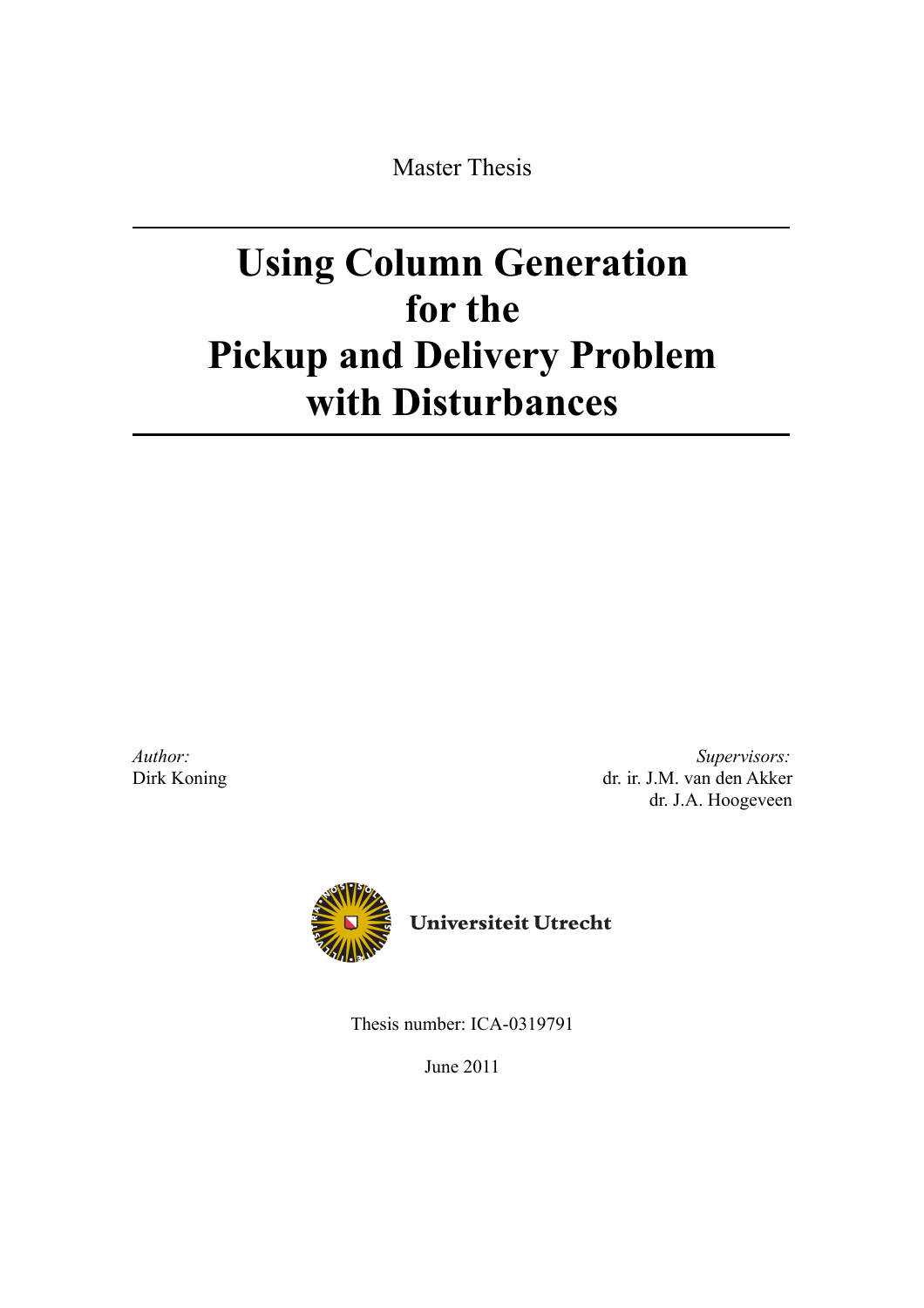Master Thesis

# Using Column Generation for the Pickup and Delivery Problem with Disturbances

*Author:*
Dirk Koning

*Supervisors:*
dr. ir. J.M. van den Akker
dr. J.A. Hoogeveen

Universiteit Utrecht

Thesis number: ICA-0319791

June 2011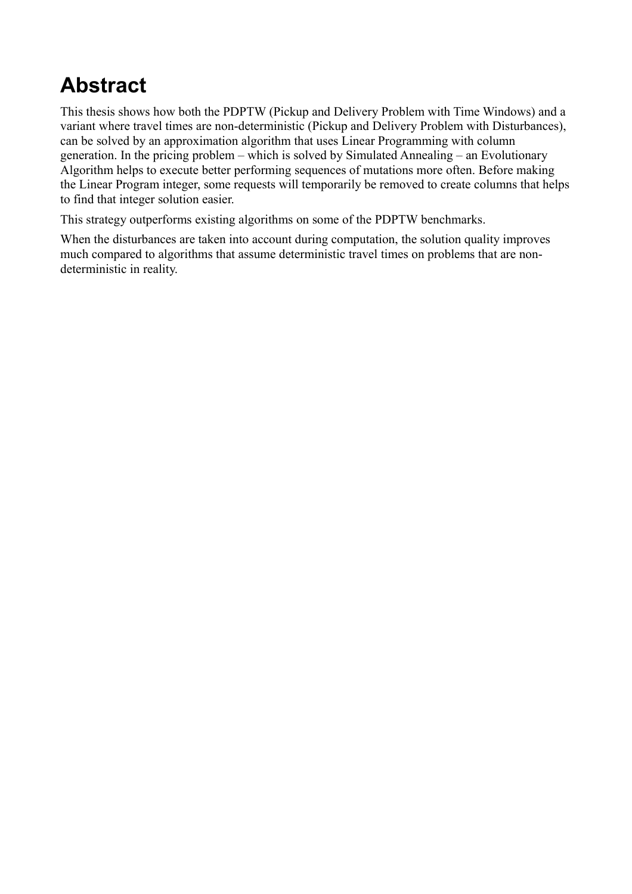# Abstract

This thesis shows how both the PDPTW (Pickup and Delivery Problem with Time Windows) and a variant where travel times are non-deterministic (Pickup and Delivery Problem with Disturbances), can be solved by an approximation algorithm that uses Linear Programming with column generation. In the pricing problem – which is solved by Simulated Annealing – an Evolutionary Algorithm helps to execute better performing sequences of mutations more often. Before making the Linear Program integer, some requests will temporarily be removed to create columns that helps to find that integer solution easier.

This strategy outperforms existing algorithms on some of the PDPTW benchmarks.

When the disturbances are taken into account during computation, the solution quality improves much compared to algorithms that assume deterministic travel times on problems that are non-deterministic in reality.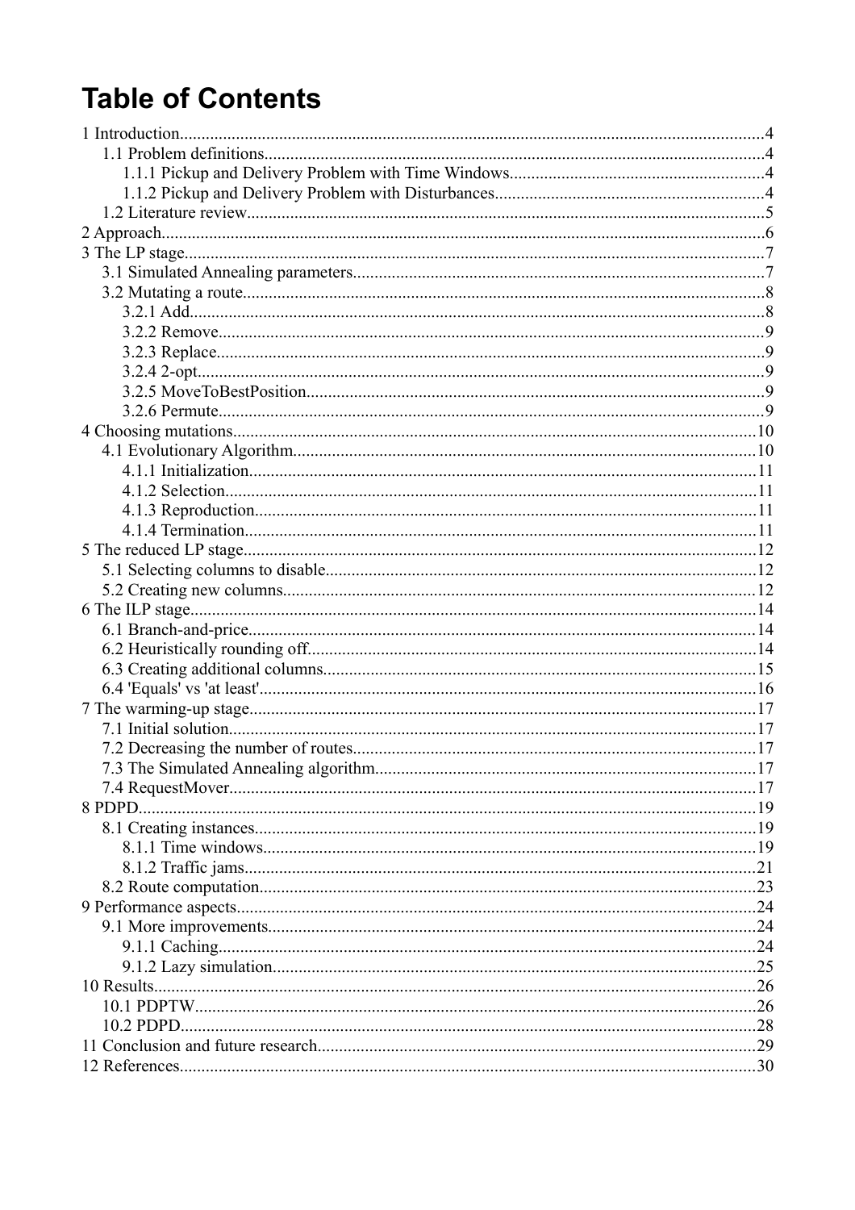# Table of Contents

1 Introduction....................................................................................................................4
- 1.1 Problem definitions....................................................................................................4
  - 1.1.1 Pickup and Delivery Problem with Time Windows...........................................4
  - 1.1.2 Pickup and Delivery Problem with Disturbances..............................................4
- 1.2 Literature review........................................................................................................5

2 Approach..........................................................................................................................6

3 The LP stage....................................................................................................................7
- 3.1 Simulated Annealing parameters..............................................................................7
- 3.2 Mutating a route.........................................................................................................8
  - 3.2.1 Add.......................................................................................................................8
  - 3.2.2 Remove.................................................................................................................9
  - 3.2.3 Replace.................................................................................................................9
  - 3.2.4 2-opt......................................................................................................................9
  - 3.2.5 MoveToBestPosition...........................................................................................9
  - 3.2.6 Permute................................................................................................................9

4 Choosing mutations........................................................................................................10
- 4.1 Evolutionary Algorithm...........................................................................................10
  - 4.1.1 Initialization.......................................................................................................11
  - 4.1.2 Selection.............................................................................................................11
  - 4.1.3 Reproduction.......................................................................................................11
  - 4.1.4 Termination.........................................................................................................11

5 The reduced LP stage.....................................................................................................12
- 5.1 Selecting columns to disable.....................................................................................12
- 5.2 Creating new columns...............................................................................................12

6 The ILP stage..................................................................................................................14
- 6.1 Branch-and-price.......................................................................................................14
- 6.2 Heuristically rounding off.........................................................................................14
- 6.3 Creating additional columns......................................................................................15
- 6.4 'Equals' vs 'at least'....................................................................................................16

7 The warming-up stage.....................................................................................................17
- 7.1 Initial solution............................................................................................................17
- 7.2 Decreasing the number of routes...............................................................................17
- 7.3 The Simulated Annealing algorithm.........................................................................17
- 7.4 RequestMover............................................................................................................17

8 PDPD...............................................................................................................................19
- 8.1 Creating instances......................................................................................................19
  - 8.1.1 Time windows.....................................................................................................19
  - 8.1.2 Traffic jams.........................................................................................................21
- 8.2 Route computation.....................................................................................................23

9 Performance aspects........................................................................................................24
- 9.1 More improvements...................................................................................................24
  - 9.1.1 Caching................................................................................................................24
  - 9.1.2 Lazy simulation...................................................................................................25

10 Results............................................................................................................................26
- 10.1 PDPTW....................................................................................................................26
- 10.2 PDPD.......................................................................................................................28

11 Conclusion and future research.....................................................................................29

12 References......................................................................................................................30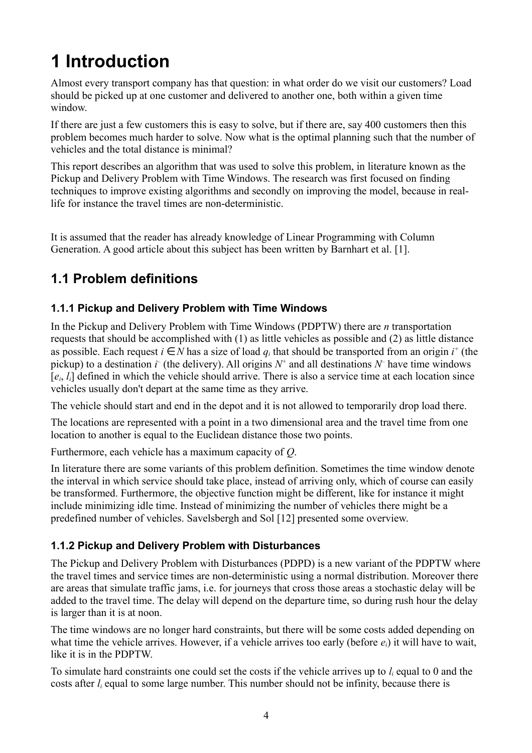# 1 Introduction

Almost every transport company has that question: in what order do we visit our customers? Load should be picked up at one customer and delivered to another one, both within a given time window.

If there are just a few customers this is easy to solve, but if there are, say 400 customers then this problem becomes much harder to solve. Now what is the optimal planning such that the number of vehicles and the total distance is minimal?

This report describes an algorithm that was used to solve this problem, in literature known as the Pickup and Delivery Problem with Time Windows. The research was first focused on finding techniques to improve existing algorithms and secondly on improving the model, because in real-life for instance the travel times are non-deterministic.

It is assumed that the reader has already knowledge of Linear Programming with Column Generation. A good article about this subject has been written by Barnhart et al. [1].

## 1.1 Problem definitions

### 1.1.1 Pickup and Delivery Problem with Time Windows

In the Pickup and Delivery Problem with Time Windows (PDPTW) there are $n$ transportation requests that should be accomplished with (1) as little vehicles as possible and (2) as little distance as possible. Each request $i \in N$ has a size of load $q_i$ that should be transported from an origin $i^+$ (the pickup) to a destination $i^-$ (the delivery). All origins $N^+$ and all destinations $N^-$ have time windows $[e_i, l_i]$ defined in which the vehicle should arrive. There is also a service time at each location since vehicles usually don't depart at the same time as they arrive.

The vehicle should start and end in the depot and it is not allowed to temporarily drop load there.

The locations are represented with a point in a two dimensional area and the travel time from one location to another is equal to the Euclidean distance those two points.

Furthermore, each vehicle has a maximum capacity of $Q$.

In literature there are some variants of this problem definition. Sometimes the time window denote the interval in which service should take place, instead of arriving only, which of course can easily be transformed. Furthermore, the objective function might be different, like for instance it might include minimizing idle time. Instead of minimizing the number of vehicles there might be a predefined number of vehicles. Savelsbergh and Sol [12] presented some overview.

### 1.1.2 Pickup and Delivery Problem with Disturbances

The Pickup and Delivery Problem with Disturbances (PDPD) is a new variant of the PDPTW where the travel times and service times are non-deterministic using a normal distribution. Moreover there are areas that simulate traffic jams, i.e. for journeys that cross those areas a stochastic delay will be added to the travel time. The delay will depend on the departure time, so during rush hour the delay is larger than it is at noon.

The time windows are no longer hard constraints, but there will be some costs added depending on what time the vehicle arrives. However, if a vehicle arrives too early (before $e_i$) it will have to wait, like it is in the PDPTW.

To simulate hard constraints one could set the costs if the vehicle arrives up to $l_i$ equal to 0 and the costs after $l_i$ equal to some large number. This number should not be infinity, because there is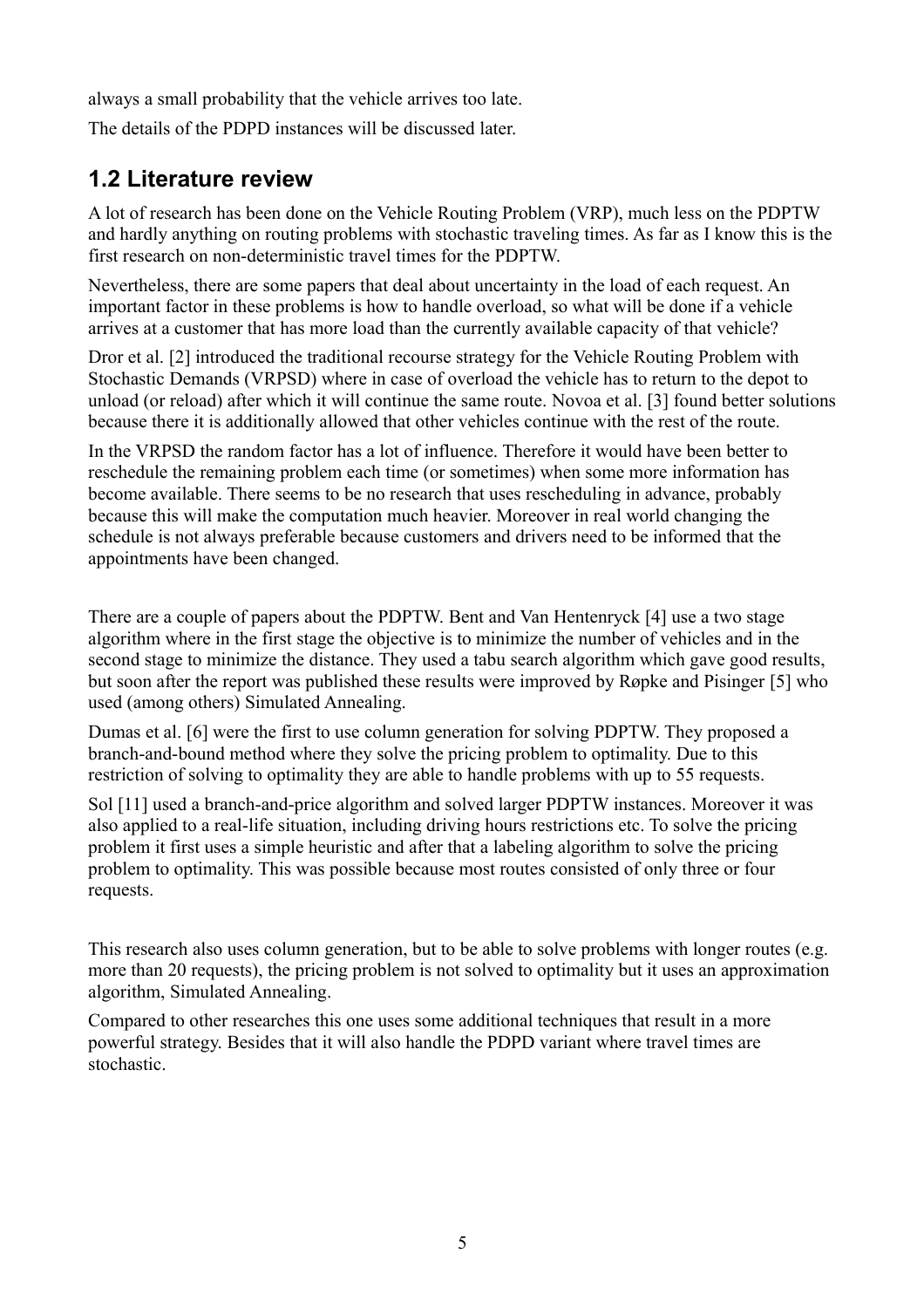always a small probability that the vehicle arrives too late.

The details of the PDPD instances will be discussed later.

## 1.2 Literature review

A lot of research has been done on the Vehicle Routing Problem (VRP), much less on the PDPTW and hardly anything on routing problems with stochastic traveling times. As far as I know this is the first research on non-deterministic travel times for the PDPTW.

Nevertheless, there are some papers that deal about uncertainty in the load of each request. An important factor in these problems is how to handle overload, so what will be done if a vehicle arrives at a customer that has more load than the currently available capacity of that vehicle?

Dror et al. [2] introduced the traditional recourse strategy for the Vehicle Routing Problem with Stochastic Demands (VRPSD) where in case of overload the vehicle has to return to the depot to unload (or reload) after which it will continue the same route. Novoa et al. [3] found better solutions because there it is additionally allowed that other vehicles continue with the rest of the route.

In the VRPSD the random factor has a lot of influence. Therefore it would have been better to reschedule the remaining problem each time (or sometimes) when some more information has become available. There seems to be no research that uses rescheduling in advance, probably because this will make the computation much heavier. Moreover in real world changing the schedule is not always preferable because customers and drivers need to be informed that the appointments have been changed.

There are a couple of papers about the PDPTW. Bent and Van Hentenryck [4] use a two stage algorithm where in the first stage the objective is to minimize the number of vehicles and in the second stage to minimize the distance. They used a tabu search algorithm which gave good results, but soon after the report was published these results were improved by Røpke and Pisinger [5] who used (among others) Simulated Annealing.

Dumas et al. [6] were the first to use column generation for solving PDPTW. They proposed a branch-and-bound method where they solve the pricing problem to optimality. Due to this restriction of solving to optimality they are able to handle problems with up to 55 requests.

Sol [11] used a branch-and-price algorithm and solved larger PDPTW instances. Moreover it was also applied to a real-life situation, including driving hours restrictions etc. To solve the pricing problem it first uses a simple heuristic and after that a labeling algorithm to solve the pricing problem to optimality. This was possible because most routes consisted of only three or four requests.

This research also uses column generation, but to be able to solve problems with longer routes (e.g. more than 20 requests), the pricing problem is not solved to optimality but it uses an approximation algorithm, Simulated Annealing.

Compared to other researches this one uses some additional techniques that result in a more powerful strategy. Besides that it will also handle the PDPD variant where travel times are stochastic.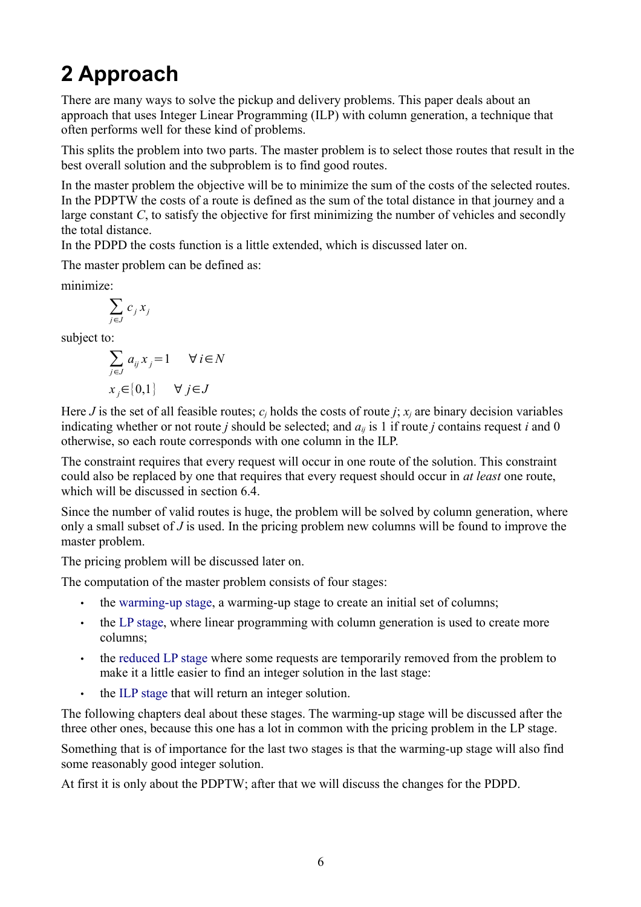# 2 Approach

There are many ways to solve the pickup and delivery problems. This paper deals about an approach that uses Integer Linear Programming (ILP) with column generation, a technique that often performs well for these kind of problems.

This splits the problem into two parts. The master problem is to select those routes that result in the best overall solution and the subproblem is to find good routes.

In the master problem the objective will be to minimize the sum of the costs of the selected routes. In the PDPTW the costs of a route is defined as the sum of the total distance in that journey and a large constant $C$, to satisfy the objective for first minimizing the number of vehicles and secondly the total distance.
In the PDPD the costs function is a little extended, which is discussed later on.

The master problem can be defined as:

minimize:

$$\sum_{j \in J} c_j x_j$$

subject to:

$$\sum_{j \in J} a_{ij} x_j = 1 \qquad \forall i \in N$$

$$x_j \in \{0,1\} \qquad \forall j \in J$$

Here $J$ is the set of all feasible routes; $c_j$ holds the costs of route $j$; $x_j$ are binary decision variables indicating whether or not route $j$ should be selected; and $a_{ij}$ is 1 if route $j$ contains request $i$ and 0 otherwise, so each route corresponds with one column in the ILP.

The constraint requires that every request will occur in one route of the solution. This constraint could also be replaced by one that requires that every request should occur in *at least* one route, which will be discussed in section 6.4.

Since the number of valid routes is huge, the problem will be solved by column generation, where only a small subset of $J$ is used. In the pricing problem new columns will be found to improve the master problem.

The pricing problem will be discussed later on.

The computation of the master problem consists of four stages:

- the warming-up stage, a warming-up stage to create an initial set of columns;
- the LP stage, where linear programming with column generation is used to create more columns;
- the reduced LP stage where some requests are temporarily removed from the problem to make it a little easier to find an integer solution in the last stage:
- the ILP stage that will return an integer solution.

The following chapters deal about these stages. The warming-up stage will be discussed after the three other ones, because this one has a lot in common with the pricing problem in the LP stage.

Something that is of importance for the last two stages is that the warming-up stage will also find some reasonably good integer solution.

At first it is only about the PDPTW; after that we will discuss the changes for the PDPD.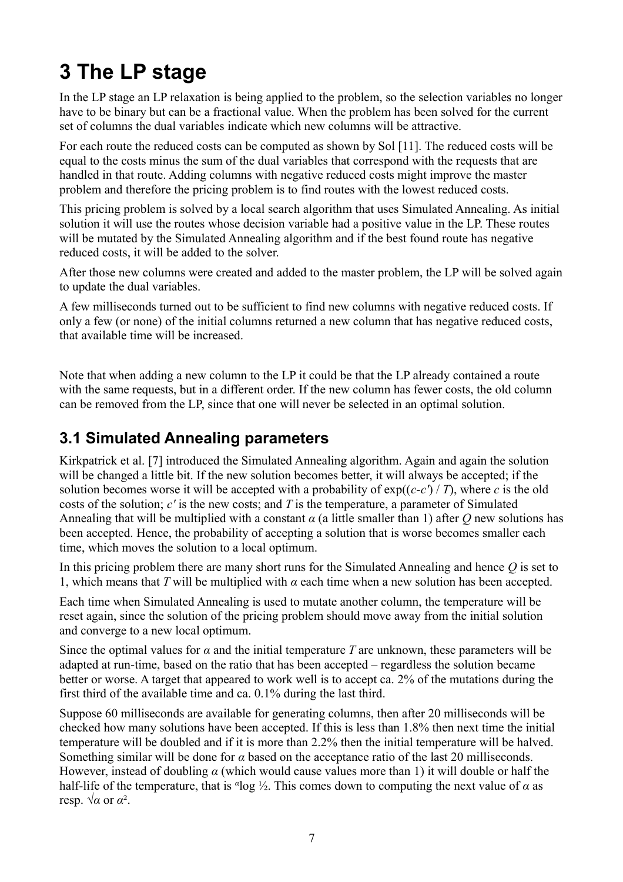# 3 The LP stage

In the LP stage an LP relaxation is being applied to the problem, so the selection variables no longer have to be binary but can be a fractional value. When the problem has been solved for the current set of columns the dual variables indicate which new columns will be attractive.

For each route the reduced costs can be computed as shown by Sol [11]. The reduced costs will be equal to the costs minus the sum of the dual variables that correspond with the requests that are handled in that route. Adding columns with negative reduced costs might improve the master problem and therefore the pricing problem is to find routes with the lowest reduced costs.

This pricing problem is solved by a local search algorithm that uses Simulated Annealing. As initial solution it will use the routes whose decision variable had a positive value in the LP. These routes will be mutated by the Simulated Annealing algorithm and if the best found route has negative reduced costs, it will be added to the solver.

After those new columns were created and added to the master problem, the LP will be solved again to update the dual variables.

A few milliseconds turned out to be sufficient to find new columns with negative reduced costs. If only a few (or none) of the initial columns returned a new column that has negative reduced costs, that available time will be increased.

Note that when adding a new column to the LP it could be that the LP already contained a route with the same requests, but in a different order. If the new column has fewer costs, the old column can be removed from the LP, since that one will never be selected in an optimal solution.

## 3.1 Simulated Annealing parameters

Kirkpatrick et al. [7] introduced the Simulated Annealing algorithm. Again and again the solution will be changed a little bit. If the new solution becomes better, it will always be accepted; if the solution becomes worse it will be accepted with a probability of $\exp((c-c') / T)$, where $c$ is the old costs of the solution; $c'$ is the new costs; and $T$ is the temperature, a parameter of Simulated Annealing that will be multiplied with a constant $\alpha$ (a little smaller than 1) after $Q$ new solutions has been accepted. Hence, the probability of accepting a solution that is worse becomes smaller each time, which moves the solution to a local optimum.

In this pricing problem there are many short runs for the Simulated Annealing and hence $Q$ is set to 1, which means that $T$ will be multiplied with $\alpha$ each time when a new solution has been accepted.

Each time when Simulated Annealing is used to mutate another column, the temperature will be reset again, since the solution of the pricing problem should move away from the initial solution and converge to a new local optimum.

Since the optimal values for $\alpha$ and the initial temperature $T$ are unknown, these parameters will be adapted at run-time, based on the ratio that has been accepted – regardless the solution became better or worse. A target that appeared to work well is to accept ca. 2% of the mutations during the first third of the available time and ca. 0.1% during the last third.

Suppose 60 milliseconds are available for generating columns, then after 20 milliseconds will be checked how many solutions have been accepted. If this is less than 1.8% then next time the initial temperature will be doubled and if it is more than 2.2% then the initial temperature will be halved. Something similar will be done for $\alpha$ based on the acceptance ratio of the last 20 milliseconds. However, instead of doubling $\alpha$ (which would cause values more than 1) it will double or half the half-life of the temperature, that is ${}^{\alpha}\log \frac{1}{2}$. This comes down to computing the next value of $\alpha$ as resp. $\sqrt{\alpha}$ or $\alpha^2$.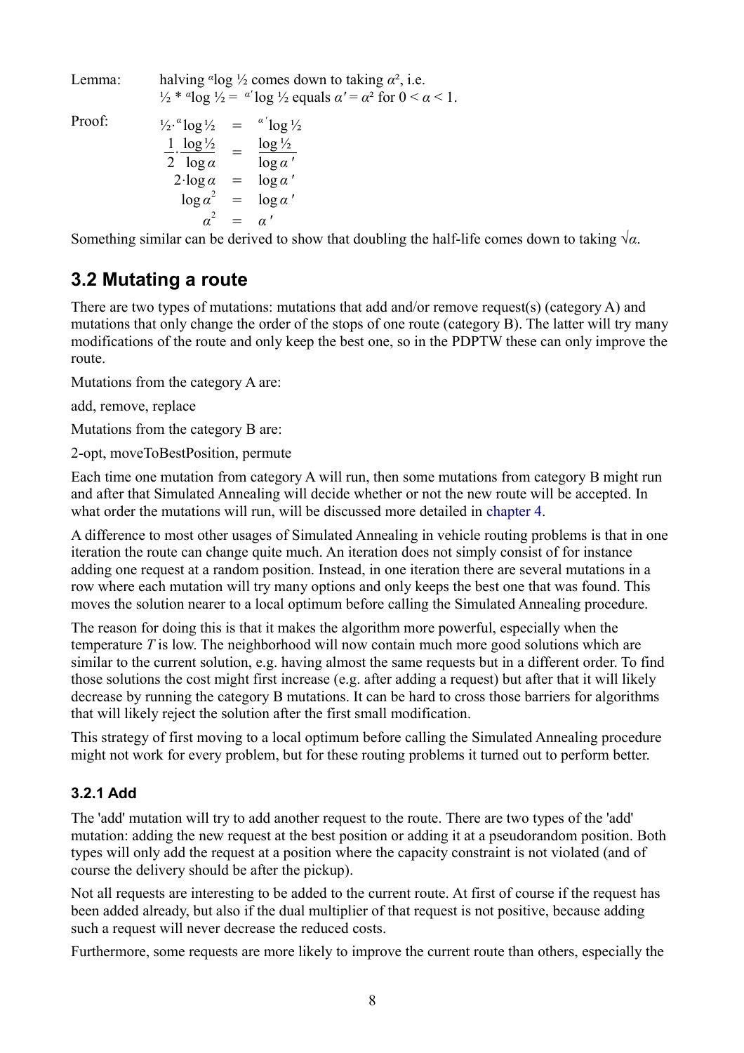Lemma: halving ${}^{\alpha}\log \frac{1}{2}$ comes down to taking $\alpha^2$, i.e. $\frac{1}{2} * {}^{\alpha}\log \frac{1}{2} = {}^{\alpha'}\log \frac{1}{2}$ equals $\alpha' = \alpha^2$ for $0 < \alpha < 1$.

Proof:

$$
\begin{aligned}
\tfrac{1}{2} \cdot {}^{\alpha}\log \tfrac{1}{2} &= {}^{\alpha'}\log \tfrac{1}{2} \\
\frac{1}{2} \cdot \frac{\log \frac{1}{2}}{\log \alpha} &= \frac{\log \frac{1}{2}}{\log \alpha'} \\
2 \cdot \log \alpha &= \log \alpha' \\
\log \alpha^2 &= \log \alpha' \\
\alpha^2 &= \alpha'
\end{aligned}
$$

Something similar can be derived to show that doubling the half-life comes down to taking $\sqrt{\alpha}$.

## 3.2 Mutating a route

There are two types of mutations: mutations that add and/or remove request(s) (category A) and mutations that only change the order of the stops of one route (category B). The latter will try many modifications of the route and only keep the best one, so in the PDPTW these can only improve the route.

Mutations from the category A are:

add, remove, replace

Mutations from the category B are:

2-opt, moveToBestPosition, permute

Each time one mutation from category A will run, then some mutations from category B might run and after that Simulated Annealing will decide whether or not the new route will be accepted. In what order the mutations will run, will be discussed more detailed in chapter 4.

A difference to most other usages of Simulated Annealing in vehicle routing problems is that in one iteration the route can change quite much. An iteration does not simply consist of for instance adding one request at a random position. Instead, in one iteration there are several mutations in a row where each mutation will try many options and only keeps the best one that was found. This moves the solution nearer to a local optimum before calling the Simulated Annealing procedure.

The reason for doing this is that it makes the algorithm more powerful, especially when the temperature $T$ is low. The neighborhood will now contain much more good solutions which are similar to the current solution, e.g. having almost the same requests but in a different order. To find those solutions the cost might first increase (e.g. after adding a request) but after that it will likely decrease by running the category B mutations. It can be hard to cross those barriers for algorithms that will likely reject the solution after the first small modification.

This strategy of first moving to a local optimum before calling the Simulated Annealing procedure might not work for every problem, but for these routing problems it turned out to perform better.

### 3.2.1 Add

The 'add' mutation will try to add another request to the route. There are two types of the 'add' mutation: adding the new request at the best position or adding it at a pseudorandom position. Both types will only add the request at a position where the capacity constraint is not violated (and of course the delivery should be after the pickup).

Not all requests are interesting to be added to the current route. At first of course if the request has been added already, but also if the dual multiplier of that request is not positive, because adding such a request will never decrease the reduced costs.

Furthermore, some requests are more likely to improve the current route than others, especially the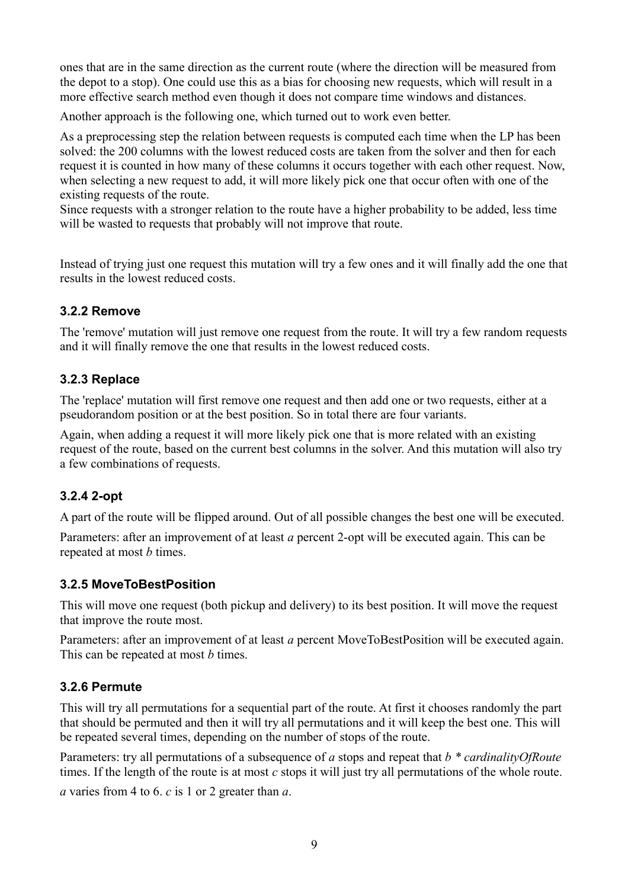ones that are in the same direction as the current route (where the direction will be measured from the depot to a stop). One could use this as a bias for choosing new requests, which will result in a more effective search method even though it does not compare time windows and distances.

Another approach is the following one, which turned out to work even better.

As a preprocessing step the relation between requests is computed each time when the LP has been solved: the 200 columns with the lowest reduced costs are taken from the solver and then for each request it is counted in how many of these columns it occurs together with each other request. Now, when selecting a new request to add, it will more likely pick one that occur often with one of the existing requests of the route.
Since requests with a stronger relation to the route have a higher probability to be added, less time will be wasted to requests that probably will not improve that route.

Instead of trying just one request this mutation will try a few ones and it will finally add the one that results in the lowest reduced costs.

### 3.2.2 Remove

The 'remove' mutation will just remove one request from the route. It will try a few random requests and it will finally remove the one that results in the lowest reduced costs.

### 3.2.3 Replace

The 'replace' mutation will first remove one request and then add one or two requests, either at a pseudorandom position or at the best position. So in total there are four variants.

Again, when adding a request it will more likely pick one that is more related with an existing request of the route, based on the current best columns in the solver. And this mutation will also try a few combinations of requests.

### 3.2.4 2-opt

A part of the route will be flipped around. Out of all possible changes the best one will be executed.

Parameters: after an improvement of at least *a* percent 2-opt will be executed again. This can be repeated at most *b* times.

### 3.2.5 MoveToBestPosition

This will move one request (both pickup and delivery) to its best position. It will move the request that improve the route most.

Parameters: after an improvement of at least *a* percent MoveToBestPosition will be executed again. This can be repeated at most *b* times.

### 3.2.6 Permute

This will try all permutations for a sequential part of the route. At first it chooses randomly the part that should be permuted and then it will try all permutations and it will keep the best one. This will be repeated several times, depending on the number of stops of the route.

Parameters: try all permutations of a subsequence of *a* stops and repeat that *b \* cardinalityOfRoute* times. If the length of the route is at most *c* stops it will just try all permutations of the whole route.

*a* varies from 4 to 6. *c* is 1 or 2 greater than *a*.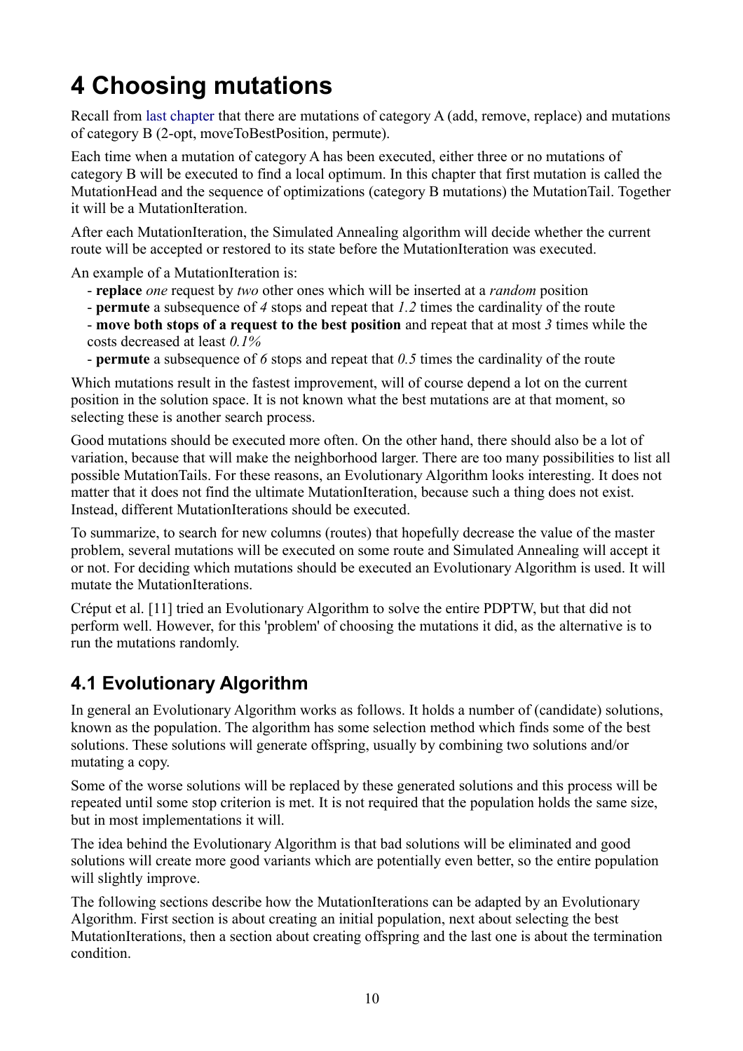# 4 Choosing mutations

Recall from last chapter that there are mutations of category A (add, remove, replace) and mutations of category B (2-opt, moveToBestPosition, permute).

Each time when a mutation of category A has been executed, either three or no mutations of category B will be executed to find a local optimum. In this chapter that first mutation is called the MutationHead and the sequence of optimizations (category B mutations) the MutationTail. Together it will be a MutationIteration.

After each MutationIteration, the Simulated Annealing algorithm will decide whether the current route will be accepted or restored to its state before the MutationIteration was executed.

An example of a MutationIteration is:

- **replace** *one* request by *two* other ones which will be inserted at a *random* position
- **permute** a subsequence of *4* stops and repeat that *1.2* times the cardinality of the route
- **move both stops of a request to the best position** and repeat that at most *3* times while the costs decreased at least *0.1%*
- **permute** a subsequence of *6* stops and repeat that *0.5* times the cardinality of the route

Which mutations result in the fastest improvement, will of course depend a lot on the current position in the solution space. It is not known what the best mutations are at that moment, so selecting these is another search process.

Good mutations should be executed more often. On the other hand, there should also be a lot of variation, because that will make the neighborhood larger. There are too many possibilities to list all possible MutationTails. For these reasons, an Evolutionary Algorithm looks interesting. It does not matter that it does not find the ultimate MutationIteration, because such a thing does not exist. Instead, different MutationIterations should be executed.

To summarize, to search for new columns (routes) that hopefully decrease the value of the master problem, several mutations will be executed on some route and Simulated Annealing will accept it or not. For deciding which mutations should be executed an Evolutionary Algorithm is used. It will mutate the MutationIterations.

Créput et al. [11] tried an Evolutionary Algorithm to solve the entire PDPTW, but that did not perform well. However, for this 'problem' of choosing the mutations it did, as the alternative is to run the mutations randomly.

## 4.1 Evolutionary Algorithm

In general an Evolutionary Algorithm works as follows. It holds a number of (candidate) solutions, known as the population. The algorithm has some selection method which finds some of the best solutions. These solutions will generate offspring, usually by combining two solutions and/or mutating a copy.

Some of the worse solutions will be replaced by these generated solutions and this process will be repeated until some stop criterion is met. It is not required that the population holds the same size, but in most implementations it will.

The idea behind the Evolutionary Algorithm is that bad solutions will be eliminated and good solutions will create more good variants which are potentially even better, so the entire population will slightly improve.

The following sections describe how the MutationIterations can be adapted by an Evolutionary Algorithm. First section is about creating an initial population, next about selecting the best MutationIterations, then a section about creating offspring and the last one is about the termination condition.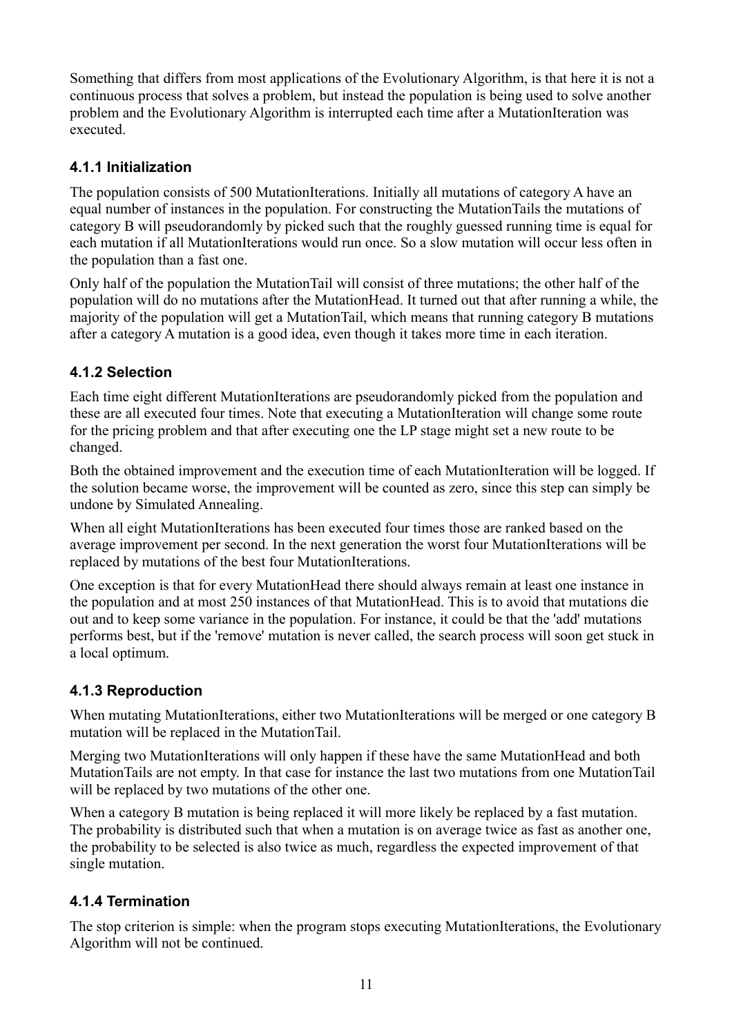Something that differs from most applications of the Evolutionary Algorithm, is that here it is not a continuous process that solves a problem, but instead the population is being used to solve another problem and the Evolutionary Algorithm is interrupted each time after a MutationIteration was executed.

### 4.1.1 Initialization

The population consists of 500 MutationIterations. Initially all mutations of category A have an equal number of instances in the population. For constructing the MutationTails the mutations of category B will pseudorandomly by picked such that the roughly guessed running time is equal for each mutation if all MutationIterations would run once. So a slow mutation will occur less often in the population than a fast one.

Only half of the population the MutationTail will consist of three mutations; the other half of the population will do no mutations after the MutationHead. It turned out that after running a while, the majority of the population will get a MutationTail, which means that running category B mutations after a category A mutation is a good idea, even though it takes more time in each iteration.

### 4.1.2 Selection

Each time eight different MutationIterations are pseudorandomly picked from the population and these are all executed four times. Note that executing a MutationIteration will change some route for the pricing problem and that after executing one the LP stage might set a new route to be changed.

Both the obtained improvement and the execution time of each MutationIteration will be logged. If the solution became worse, the improvement will be counted as zero, since this step can simply be undone by Simulated Annealing.

When all eight MutationIterations has been executed four times those are ranked based on the average improvement per second. In the next generation the worst four MutationIterations will be replaced by mutations of the best four MutationIterations.

One exception is that for every MutationHead there should always remain at least one instance in the population and at most 250 instances of that MutationHead. This is to avoid that mutations die out and to keep some variance in the population. For instance, it could be that the 'add' mutations performs best, but if the 'remove' mutation is never called, the search process will soon get stuck in a local optimum.

### 4.1.3 Reproduction

When mutating MutationIterations, either two MutationIterations will be merged or one category B mutation will be replaced in the MutationTail.

Merging two MutationIterations will only happen if these have the same MutationHead and both MutationTails are not empty. In that case for instance the last two mutations from one MutationTail will be replaced by two mutations of the other one.

When a category B mutation is being replaced it will more likely be replaced by a fast mutation. The probability is distributed such that when a mutation is on average twice as fast as another one, the probability to be selected is also twice as much, regardless the expected improvement of that single mutation.

### 4.1.4 Termination

The stop criterion is simple: when the program stops executing MutationIterations, the Evolutionary Algorithm will not be continued.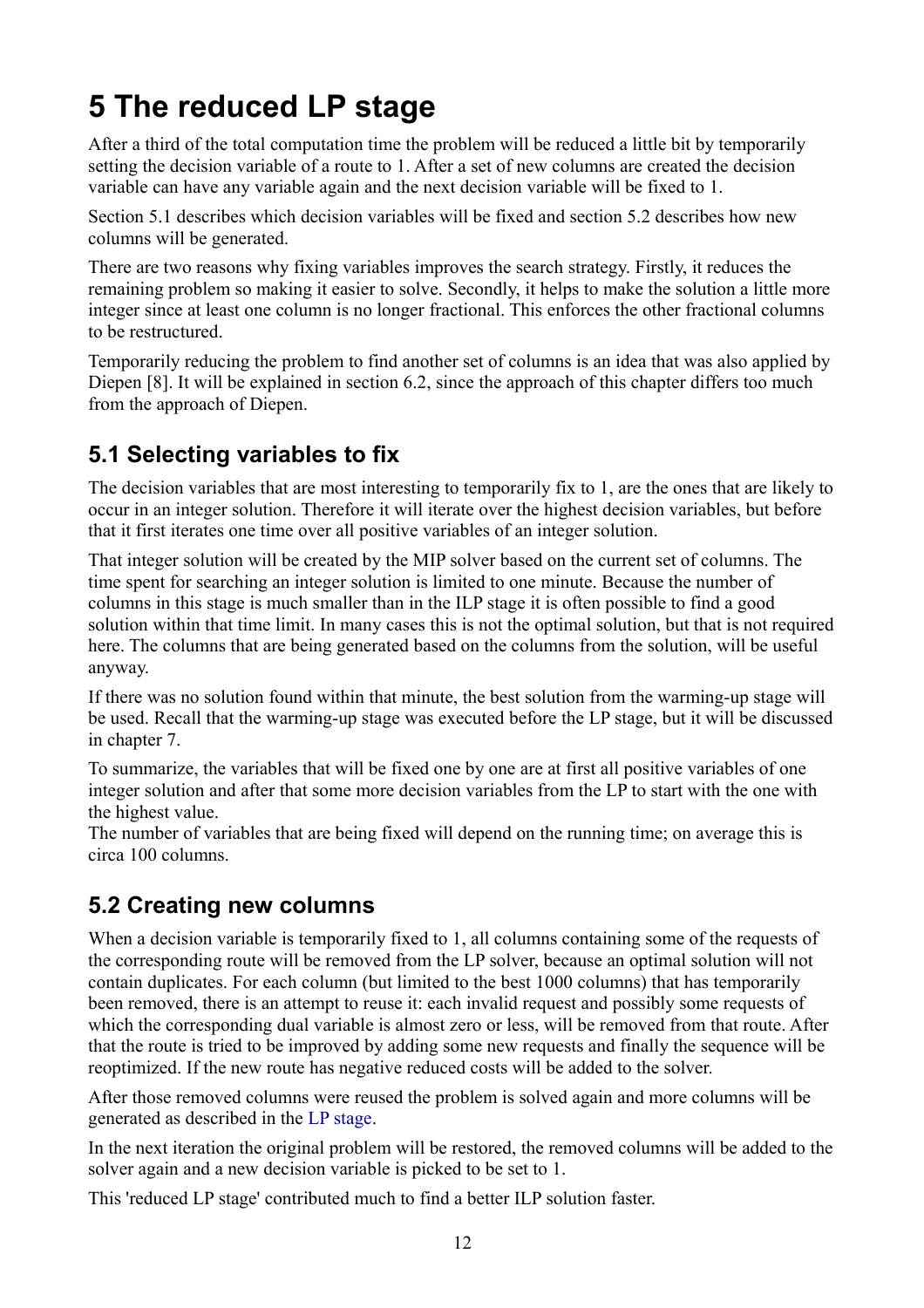# 5 The reduced LP stage

After a third of the total computation time the problem will be reduced a little bit by temporarily setting the decision variable of a route to 1. After a set of new columns are created the decision variable can have any variable again and the next decision variable will be fixed to 1.

Section 5.1 describes which decision variables will be fixed and section 5.2 describes how new columns will be generated.

There are two reasons why fixing variables improves the search strategy. Firstly, it reduces the remaining problem so making it easier to solve. Secondly, it helps to make the solution a little more integer since at least one column is no longer fractional. This enforces the other fractional columns to be restructured.

Temporarily reducing the problem to find another set of columns is an idea that was also applied by Diepen [8]. It will be explained in section 6.2, since the approach of this chapter differs too much from the approach of Diepen.

## 5.1 Selecting variables to fix

The decision variables that are most interesting to temporarily fix to 1, are the ones that are likely to occur in an integer solution. Therefore it will iterate over the highest decision variables, but before that it first iterates one time over all positive variables of an integer solution.

That integer solution will be created by the MIP solver based on the current set of columns. The time spent for searching an integer solution is limited to one minute. Because the number of columns in this stage is much smaller than in the ILP stage it is often possible to find a good solution within that time limit. In many cases this is not the optimal solution, but that is not required here. The columns that are being generated based on the columns from the solution, will be useful anyway.

If there was no solution found within that minute, the best solution from the warming-up stage will be used. Recall that the warming-up stage was executed before the LP stage, but it will be discussed in chapter 7.

To summarize, the variables that will be fixed one by one are at first all positive variables of one integer solution and after that some more decision variables from the LP to start with the one with the highest value.
The number of variables that are being fixed will depend on the running time; on average this is circa 100 columns.

## 5.2 Creating new columns

When a decision variable is temporarily fixed to 1, all columns containing some of the requests of the corresponding route will be removed from the LP solver, because an optimal solution will not contain duplicates. For each column (but limited to the best 1000 columns) that has temporarily been removed, there is an attempt to reuse it: each invalid request and possibly some requests of which the corresponding dual variable is almost zero or less, will be removed from that route. After that the route is tried to be improved by adding some new requests and finally the sequence will be reoptimized. If the new route has negative reduced costs will be added to the solver.

After those removed columns were reused the problem is solved again and more columns will be generated as described in the LP stage.

In the next iteration the original problem will be restored, the removed columns will be added to the solver again and a new decision variable is picked to be set to 1.

This 'reduced LP stage' contributed much to find a better ILP solution faster.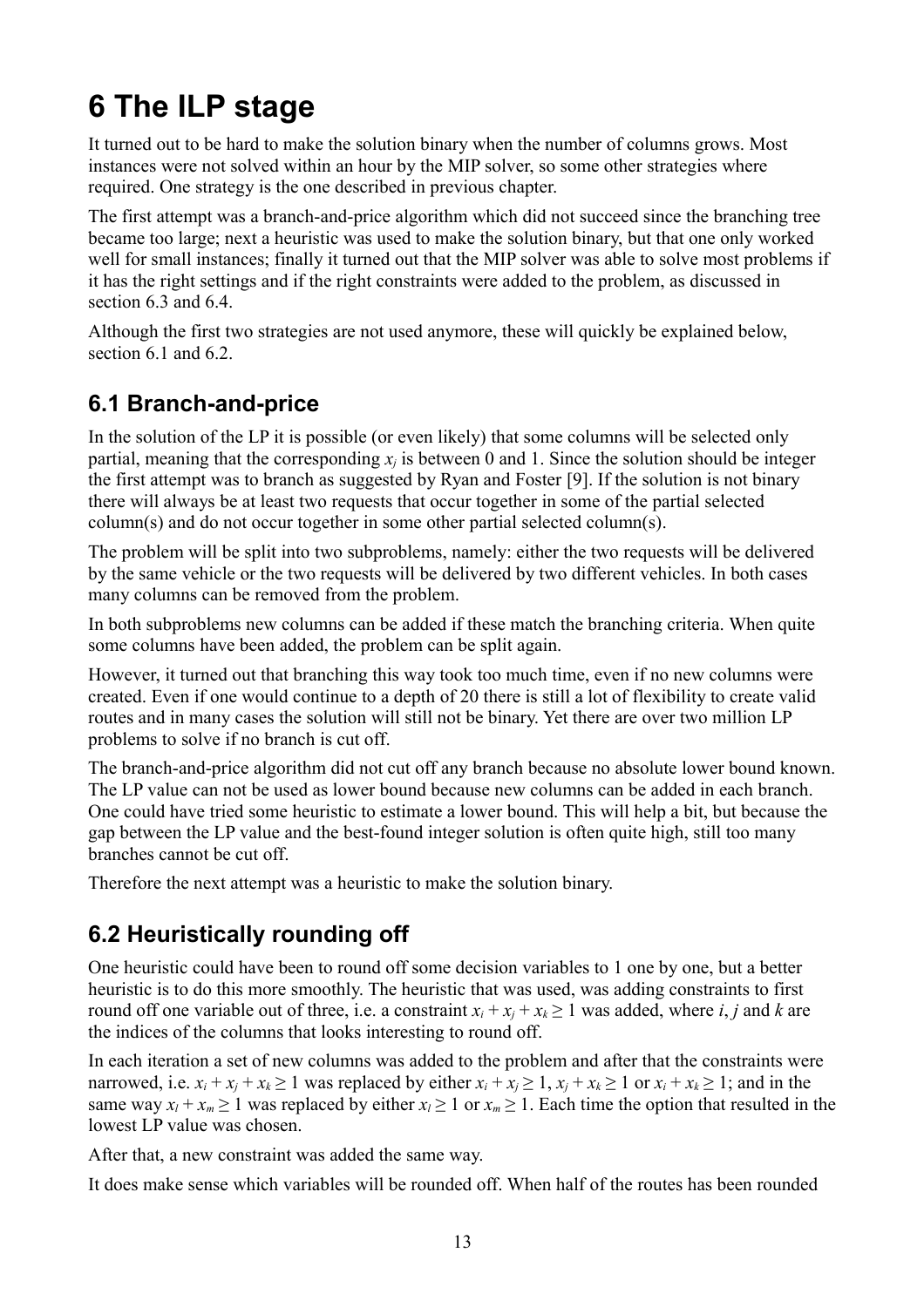# 6 The ILP stage

It turned out to be hard to make the solution binary when the number of columns grows. Most instances were not solved within an hour by the MIP solver, so some other strategies where required. One strategy is the one described in previous chapter.

The first attempt was a branch-and-price algorithm which did not succeed since the branching tree became too large; next a heuristic was used to make the solution binary, but that one only worked well for small instances; finally it turned out that the MIP solver was able to solve most problems if it has the right settings and if the right constraints were added to the problem, as discussed in section 6.3 and 6.4.

Although the first two strategies are not used anymore, these will quickly be explained below, section 6.1 and 6.2.

## 6.1 Branch-and-price

In the solution of the LP it is possible (or even likely) that some columns will be selected only partial, meaning that the corresponding $x_j$ is between 0 and 1. Since the solution should be integer the first attempt was to branch as suggested by Ryan and Foster [9]. If the solution is not binary there will always be at least two requests that occur together in some of the partial selected column(s) and do not occur together in some other partial selected column(s).

The problem will be split into two subproblems, namely: either the two requests will be delivered by the same vehicle or the two requests will be delivered by two different vehicles. In both cases many columns can be removed from the problem.

In both subproblems new columns can be added if these match the branching criteria. When quite some columns have been added, the problem can be split again.

However, it turned out that branching this way took too much time, even if no new columns were created. Even if one would continue to a depth of 20 there is still a lot of flexibility to create valid routes and in many cases the solution will still not be binary. Yet there are over two million LP problems to solve if no branch is cut off.

The branch-and-price algorithm did not cut off any branch because no absolute lower bound known. The LP value can not be used as lower bound because new columns can be added in each branch. One could have tried some heuristic to estimate a lower bound. This will help a bit, but because the gap between the LP value and the best-found integer solution is often quite high, still too many branches cannot be cut off.

Therefore the next attempt was a heuristic to make the solution binary.

## 6.2 Heuristically rounding off

One heuristic could have been to round off some decision variables to 1 one by one, but a better heuristic is to do this more smoothly. The heuristic that was used, was adding constraints to first round off one variable out of three, i.e. a constraint $x_i + x_j + x_k \geq 1$ was added, where $i$, $j$ and $k$ are the indices of the columns that looks interesting to round off.

In each iteration a set of new columns was added to the problem and after that the constraints were narrowed, i.e. $x_i + x_j + x_k \geq 1$ was replaced by either $x_i + x_j \geq 1$, $x_j + x_k \geq 1$ or $x_i + x_k \geq 1$; and in the same way $x_l + x_m \geq 1$ was replaced by either $x_l \geq 1$ or $x_m \geq 1$. Each time the option that resulted in the lowest LP value was chosen.

After that, a new constraint was added the same way.

It does make sense which variables will be rounded off. When half of the routes has been rounded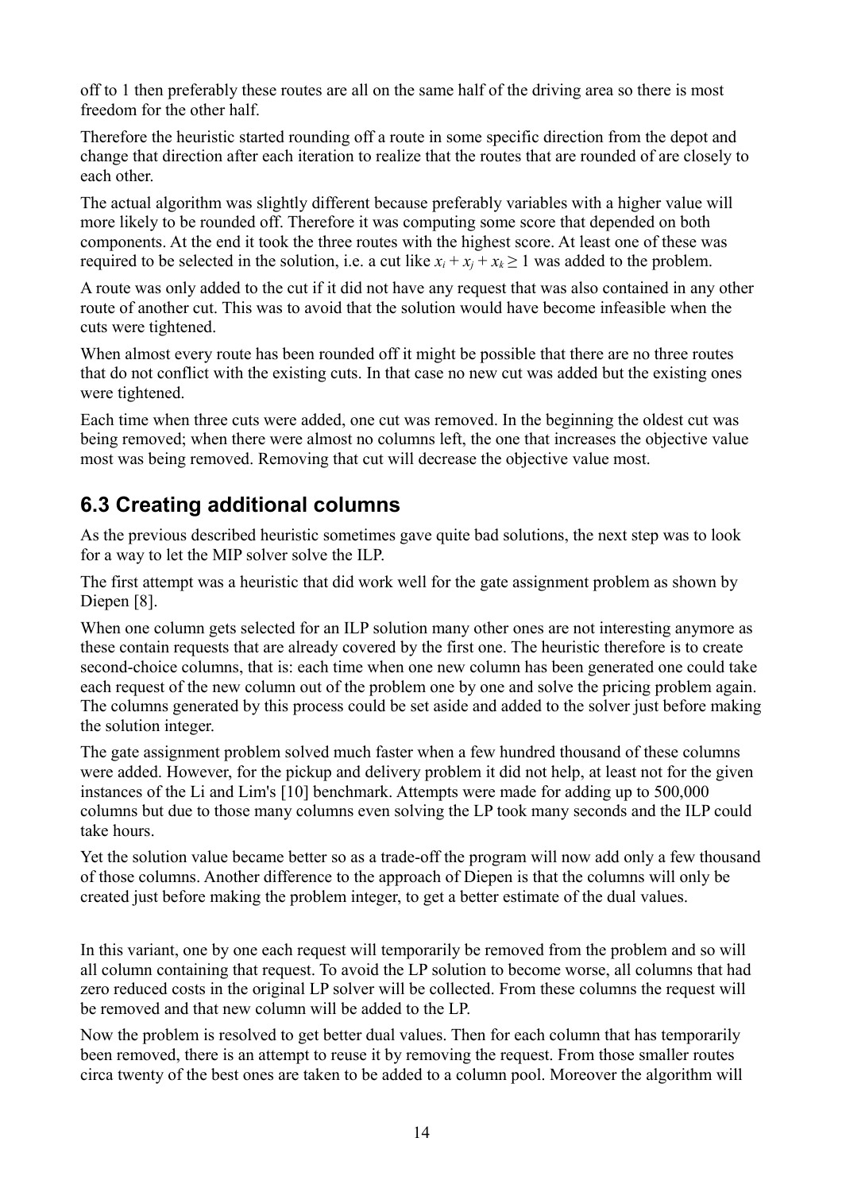off to 1 then preferably these routes are all on the same half of the driving area so there is most freedom for the other half.

Therefore the heuristic started rounding off a route in some specific direction from the depot and change that direction after each iteration to realize that the routes that are rounded of are closely to each other.

The actual algorithm was slightly different because preferably variables with a higher value will more likely to be rounded off. Therefore it was computing some score that depended on both components. At the end it took the three routes with the highest score. At least one of these was required to be selected in the solution, i.e. a cut like $x_i + x_j + x_k \geq 1$ was added to the problem.

A route was only added to the cut if it did not have any request that was also contained in any other route of another cut. This was to avoid that the solution would have become infeasible when the cuts were tightened.

When almost every route has been rounded off it might be possible that there are no three routes that do not conflict with the existing cuts. In that case no new cut was added but the existing ones were tightened.

Each time when three cuts were added, one cut was removed. In the beginning the oldest cut was being removed; when there were almost no columns left, the one that increases the objective value most was being removed. Removing that cut will decrease the objective value most.

## 6.3 Creating additional columns

As the previous described heuristic sometimes gave quite bad solutions, the next step was to look for a way to let the MIP solver solve the ILP.

The first attempt was a heuristic that did work well for the gate assignment problem as shown by Diepen [8].

When one column gets selected for an ILP solution many other ones are not interesting anymore as these contain requests that are already covered by the first one. The heuristic therefore is to create second-choice columns, that is: each time when one new column has been generated one could take each request of the new column out of the problem one by one and solve the pricing problem again. The columns generated by this process could be set aside and added to the solver just before making the solution integer.

The gate assignment problem solved much faster when a few hundred thousand of these columns were added. However, for the pickup and delivery problem it did not help, at least not for the given instances of the Li and Lim's [10] benchmark. Attempts were made for adding up to 500,000 columns but due to those many columns even solving the LP took many seconds and the ILP could take hours.

Yet the solution value became better so as a trade-off the program will now add only a few thousand of those columns. Another difference to the approach of Diepen is that the columns will only be created just before making the problem integer, to get a better estimate of the dual values.

In this variant, one by one each request will temporarily be removed from the problem and so will all column containing that request. To avoid the LP solution to become worse, all columns that had zero reduced costs in the original LP solver will be collected. From these columns the request will be removed and that new column will be added to the LP.

Now the problem is resolved to get better dual values. Then for each column that has temporarily been removed, there is an attempt to reuse it by removing the request. From those smaller routes circa twenty of the best ones are taken to be added to a column pool. Moreover the algorithm will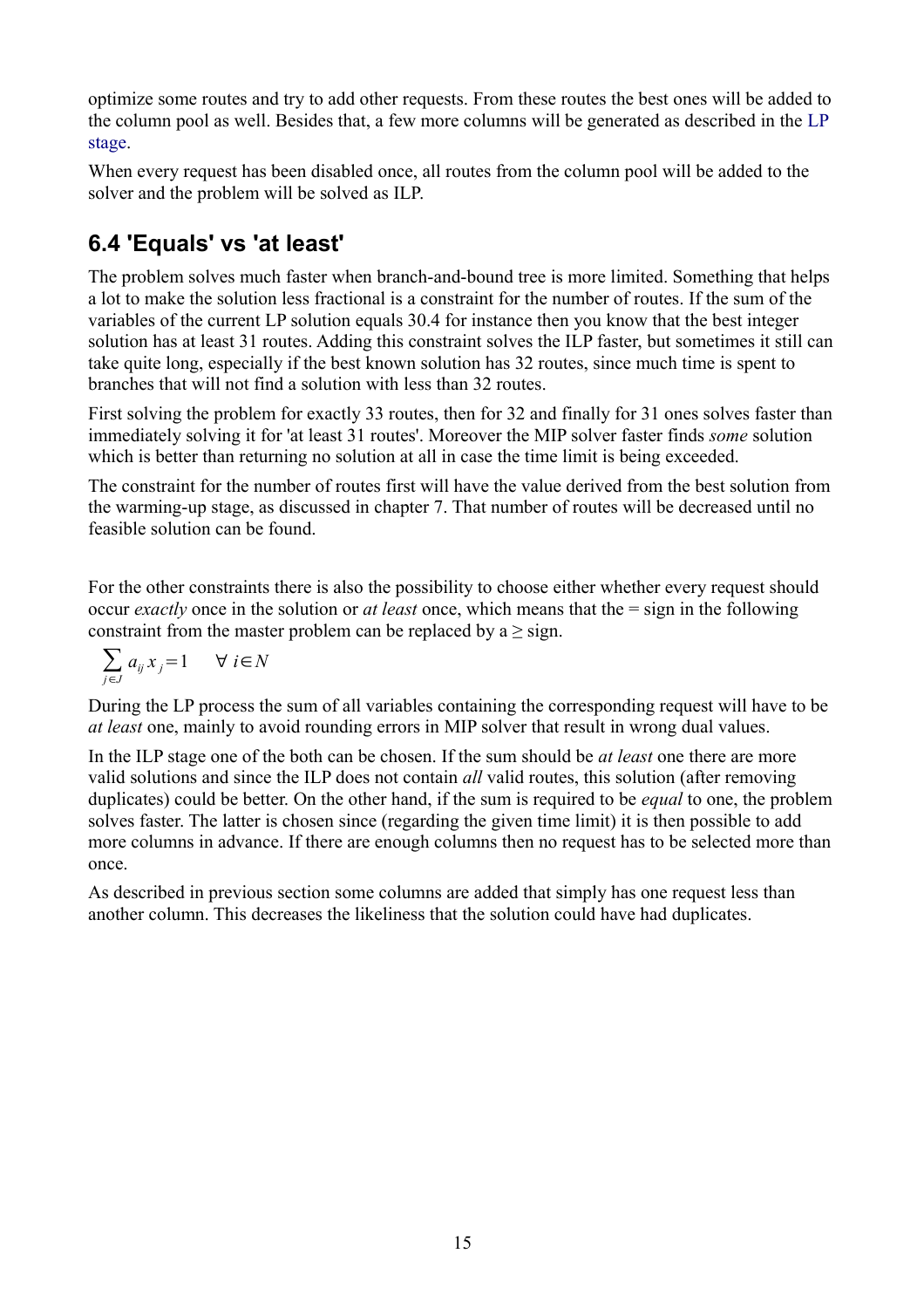optimize some routes and try to add other requests. From these routes the best ones will be added to the column pool as well. Besides that, a few more columns will be generated as described in the LP stage.

When every request has been disabled once, all routes from the column pool will be added to the solver and the problem will be solved as ILP.

## 6.4 'Equals' vs 'at least'

The problem solves much faster when branch-and-bound tree is more limited. Something that helps a lot to make the solution less fractional is a constraint for the number of routes. If the sum of the variables of the current LP solution equals 30.4 for instance then you know that the best integer solution has at least 31 routes. Adding this constraint solves the ILP faster, but sometimes it still can take quite long, especially if the best known solution has 32 routes, since much time is spent to branches that will not find a solution with less than 32 routes.

First solving the problem for exactly 33 routes, then for 32 and finally for 31 ones solves faster than immediately solving it for 'at least 31 routes'. Moreover the MIP solver faster finds *some* solution which is better than returning no solution at all in case the time limit is being exceeded.

The constraint for the number of routes first will have the value derived from the best solution from the warming-up stage, as discussed in chapter 7. That number of routes will be decreased until no feasible solution can be found.

For the other constraints there is also the possibility to choose either whether every request should occur *exactly* once in the solution or *at least* once, which means that the = sign in the following constraint from the master problem can be replaced by a ≥ sign.

$$\sum_{j \in J} a_{ij} x_j = 1 \quad \forall\, i \in N$$

During the LP process the sum of all variables containing the corresponding request will have to be *at least* one, mainly to avoid rounding errors in MIP solver that result in wrong dual values.

In the ILP stage one of the both can be chosen. If the sum should be *at least* one there are more valid solutions and since the ILP does not contain *all* valid routes, this solution (after removing duplicates) could be better. On the other hand, if the sum is required to be *equal* to one, the problem solves faster. The latter is chosen since (regarding the given time limit) it is then possible to add more columns in advance. If there are enough columns then no request has to be selected more than once.

As described in previous section some columns are added that simply has one request less than another column. This decreases the likeliness that the solution could have had duplicates.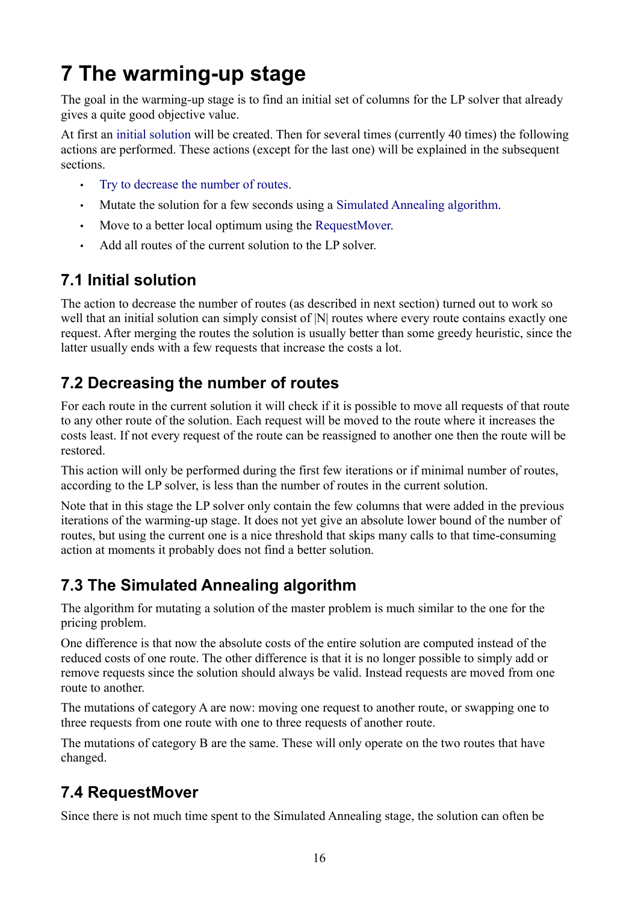# 7 The warming-up stage

The goal in the warming-up stage is to find an initial set of columns for the LP solver that already gives a quite good objective value.

At first an initial solution will be created. Then for several times (currently 40 times) the following actions are performed. These actions (except for the last one) will be explained in the subsequent sections.

- Try to decrease the number of routes.
- Mutate the solution for a few seconds using a Simulated Annealing algorithm.
- Move to a better local optimum using the RequestMover.
- Add all routes of the current solution to the LP solver.

## 7.1 Initial solution

The action to decrease the number of routes (as described in next section) turned out to work so well that an initial solution can simply consist of $|N|$ routes where every route contains exactly one request. After merging the routes the solution is usually better than some greedy heuristic, since the latter usually ends with a few requests that increase the costs a lot.

## 7.2 Decreasing the number of routes

For each route in the current solution it will check if it is possible to move all requests of that route to any other route of the solution. Each request will be moved to the route where it increases the costs least. If not every request of the route can be reassigned to another one then the route will be restored.

This action will only be performed during the first few iterations or if minimal number of routes, according to the LP solver, is less than the number of routes in the current solution.

Note that in this stage the LP solver only contain the few columns that were added in the previous iterations of the warming-up stage. It does not yet give an absolute lower bound of the number of routes, but using the current one is a nice threshold that skips many calls to that time-consuming action at moments it probably does not find a better solution.

## 7.3 The Simulated Annealing algorithm

The algorithm for mutating a solution of the master problem is much similar to the one for the pricing problem.

One difference is that now the absolute costs of the entire solution are computed instead of the reduced costs of one route. The other difference is that it is no longer possible to simply add or remove requests since the solution should always be valid. Instead requests are moved from one route to another.

The mutations of category A are now: moving one request to another route, or swapping one to three requests from one route with one to three requests of another route.

The mutations of category B are the same. These will only operate on the two routes that have changed.

## 7.4 RequestMover

Since there is not much time spent to the Simulated Annealing stage, the solution can often be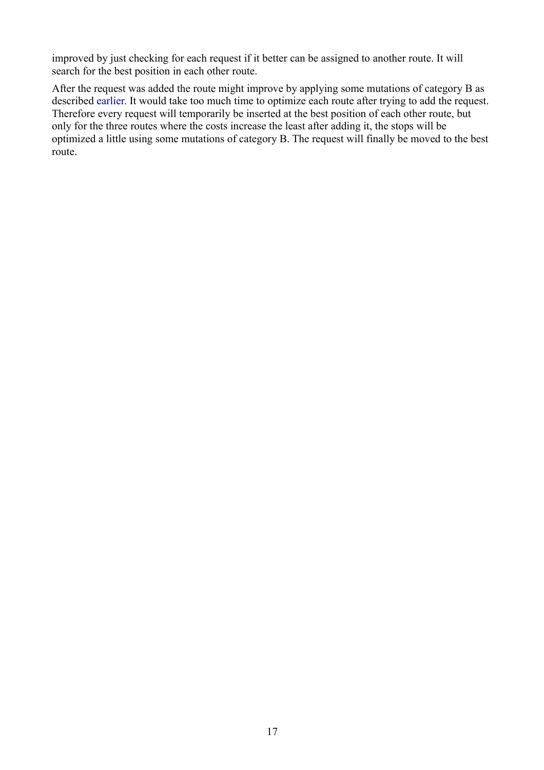improved by just checking for each request if it better can be assigned to another route. It will search for the best position in each other route.

After the request was added the route might improve by applying some mutations of category B as described earlier. It would take too much time to optimize each route after trying to add the request. Therefore every request will temporarily be inserted at the best position of each other route, but only for the three routes where the costs increase the least after adding it, the stops will be optimized a little using some mutations of category B. The request will finally be moved to the best route.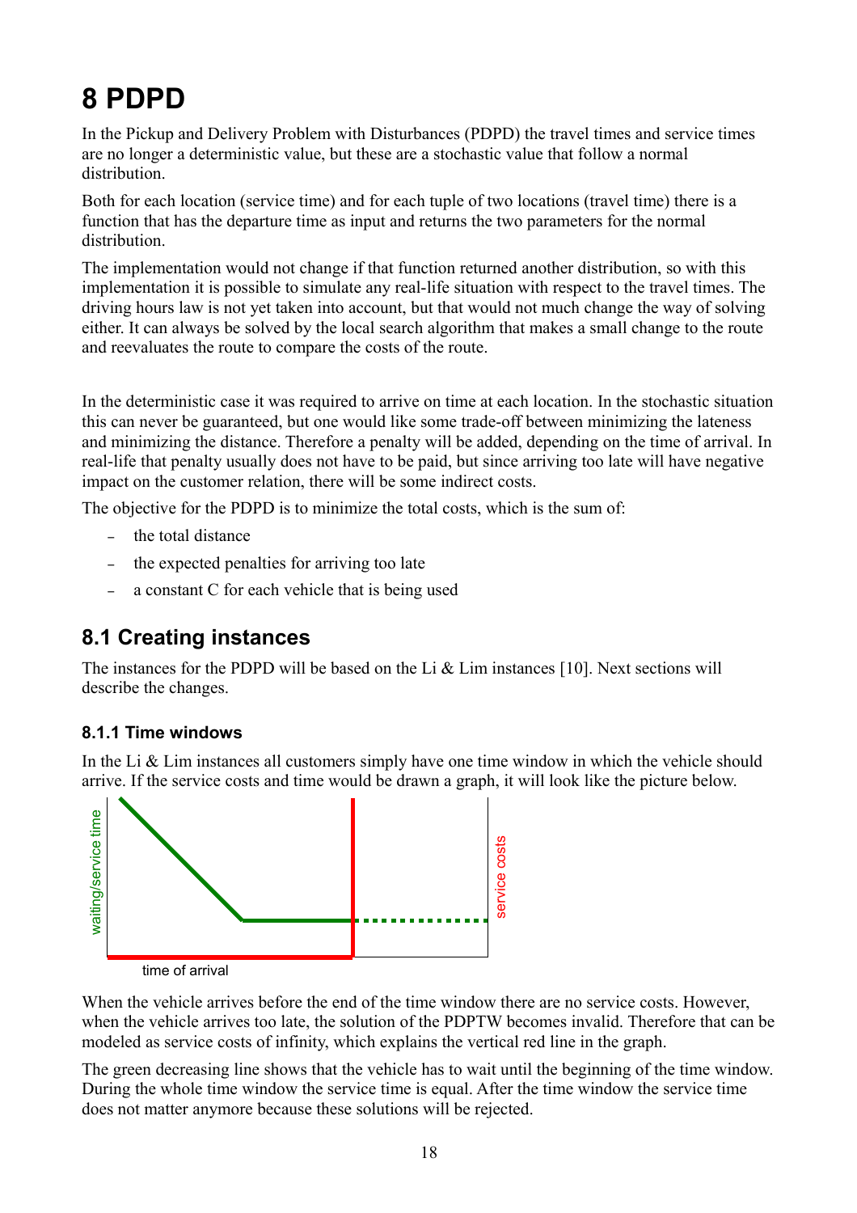# 8 PDPD

In the Pickup and Delivery Problem with Disturbances (PDPD) the travel times and service times are no longer a deterministic value, but these are a stochastic value that follow a normal distribution.

Both for each location (service time) and for each tuple of two locations (travel time) there is a function that has the departure time as input and returns the two parameters for the normal distribution.

The implementation would not change if that function returned another distribution, so with this implementation it is possible to simulate any real-life situation with respect to the travel times. The driving hours law is not yet taken into account, but that would not much change the way of solving either. It can always be solved by the local search algorithm that makes a small change to the route and reevaluates the route to compare the costs of the route.

In the deterministic case it was required to arrive on time at each location. In the stochastic situation this can never be guaranteed, but one would like some trade-off between minimizing the lateness and minimizing the distance. Therefore a penalty will be added, depending on the time of arrival. In real-life that penalty usually does not have to be paid, but since arriving too late will have negative impact on the customer relation, there will be some indirect costs.

The objective for the PDPD is to minimize the total costs, which is the sum of:

- the total distance
- the expected penalties for arriving too late
- a constant C for each vehicle that is being used

## 8.1 Creating instances

The instances for the PDPD will be based on the Li & Lim instances [10]. Next sections will describe the changes.

### 8.1.1 Time windows

In the Li & Lim instances all customers simply have one time window in which the vehicle should arrive. If the service costs and time would be drawn a graph, it will look like the picture below.

waiting/service time

service costs

time of arrival

When the vehicle arrives before the end of the time window there are no service costs. However, when the vehicle arrives too late, the solution of the PDPTW becomes invalid. Therefore that can be modeled as service costs of infinity, which explains the vertical red line in the graph.

The green decreasing line shows that the vehicle has to wait until the beginning of the time window. During the whole time window the service time is equal. After the time window the service time does not matter anymore because these solutions will be rejected.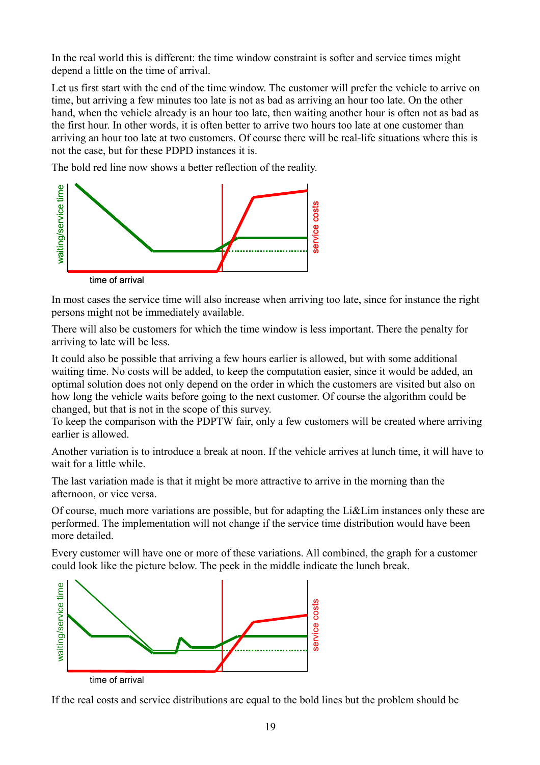In the real world this is different: the time window constraint is softer and service times might depend a little on the time of arrival.

Let us first start with the end of the time window. The customer will prefer the vehicle to arrive on time, but arriving a few minutes too late is not as bad as arriving an hour too late. On the other hand, when the vehicle already is an hour too late, then waiting another hour is often not as bad as the first hour. In other words, it is often better to arrive two hours too late at one customer than arriving an hour too late at two customers. Of course there will be real-life situations where this is not the case, but for these PDPD instances it is.

The bold red line now shows a better reflection of the reality.

waiting/service time

service costs

time of arrival

In most cases the service time will also increase when arriving too late, since for instance the right persons might not be immediately available.

There will also be customers for which the time window is less important. There the penalty for arriving to late will be less.

It could also be possible that arriving a few hours earlier is allowed, but with some additional waiting time. No costs will be added, to keep the computation easier, since it would be added, an optimal solution does not only depend on the order in which the customers are visited but also on how long the vehicle waits before going to the next customer. Of course the algorithm could be changed, but that is not in the scope of this survey.
To keep the comparison with the PDPTW fair, only a few customers will be created where arriving earlier is allowed.

Another variation is to introduce a break at noon. If the vehicle arrives at lunch time, it will have to wait for a little while.

The last variation made is that it might be more attractive to arrive in the morning than the afternoon, or vice versa.

Of course, much more variations are possible, but for adapting the Li&Lim instances only these are performed. The implementation will not change if the service time distribution would have been more detailed.

Every customer will have one or more of these variations. All combined, the graph for a customer could look like the picture below. The peek in the middle indicate the lunch break.

waiting/service time

service costs

time of arrival

If the real costs and service distributions are equal to the bold lines but the problem should be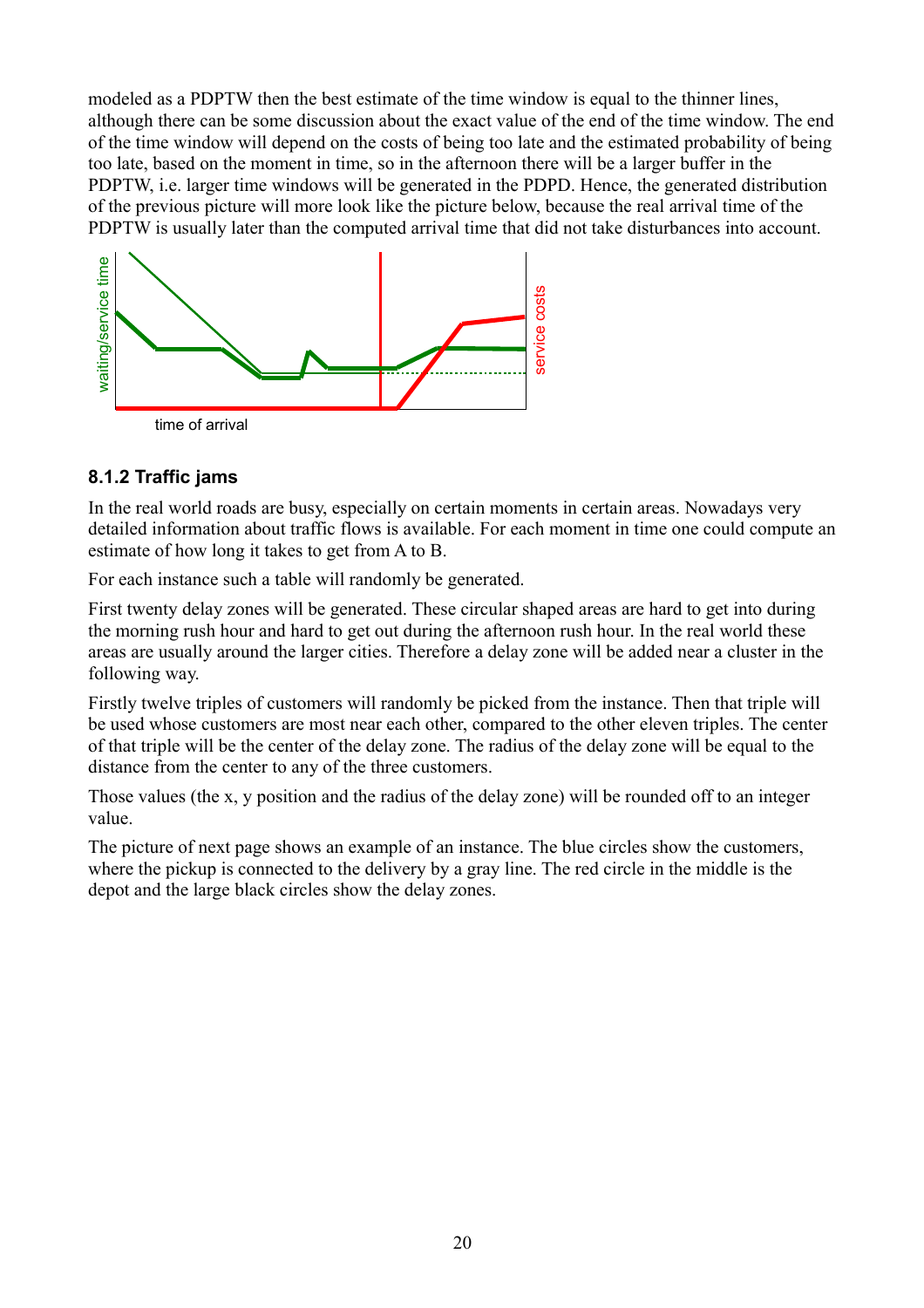modeled as a PDPTW then the best estimate of the time window is equal to the thinner lines, although there can be some discussion about the exact value of the end of the time window. The end of the time window will depend on the costs of being too late and the estimated probability of being too late, based on the moment in time, so in the afternoon there will be a larger buffer in the PDPTW, i.e. larger time windows will be generated in the PDPD. Hence, the generated distribution of the previous picture will more look like the picture below, because the real arrival time of the PDPTW is usually later than the computed arrival time that did not take disturbances into account.

### 8.1.2 Traffic jams

In the real world roads are busy, especially on certain moments in certain areas. Nowadays very detailed information about traffic flows is available. For each moment in time one could compute an estimate of how long it takes to get from A to B.

For each instance such a table will randomly be generated.

First twenty delay zones will be generated. These circular shaped areas are hard to get into during the morning rush hour and hard to get out during the afternoon rush hour. In the real world these areas are usually around the larger cities. Therefore a delay zone will be added near a cluster in the following way.

Firstly twelve triples of customers will randomly be picked from the instance. Then that triple will be used whose customers are most near each other, compared to the other eleven triples. The center of that triple will be the center of the delay zone. The radius of the delay zone will be equal to the distance from the center to any of the three customers.

Those values (the x, y position and the radius of the delay zone) will be rounded off to an integer value.

The picture of next page shows an example of an instance. The blue circles show the customers, where the pickup is connected to the delivery by a gray line. The red circle in the middle is the depot and the large black circles show the delay zones.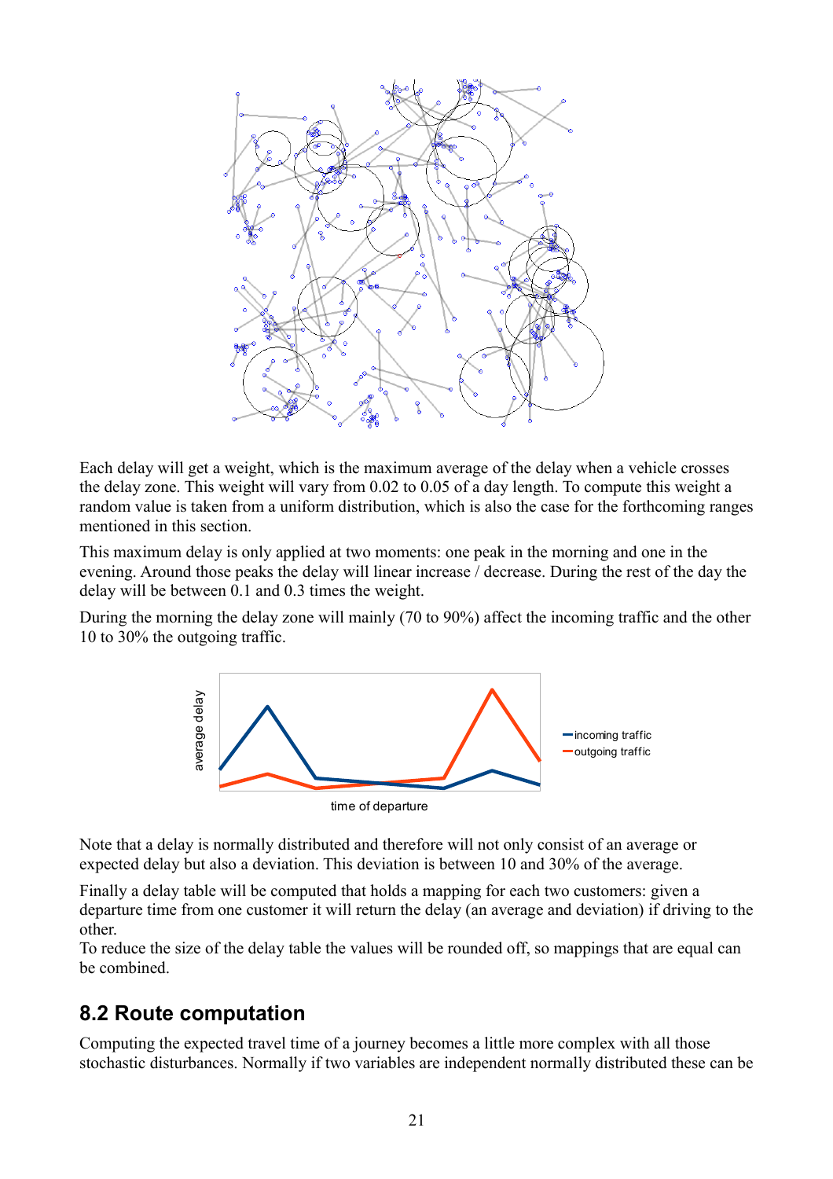Each delay will get a weight, which is the maximum average of the delay when a vehicle crosses the delay zone. This weight will vary from 0.02 to 0.05 of a day length. To compute this weight a random value is taken from a uniform distribution, which is also the case for the forthcoming ranges mentioned in this section.

This maximum delay is only applied at two moments: one peak in the morning and one in the evening. Around those peaks the delay will linear increase / decrease. During the rest of the day the delay will be between 0.1 and 0.3 times the weight.

During the morning the delay zone will mainly (70 to 90%) affect the incoming traffic and the other 10 to 30% the outgoing traffic.

Note that a delay is normally distributed and therefore will not only consist of an average or expected delay but also a deviation. This deviation is between 10 and 30% of the average.

Finally a delay table will be computed that holds a mapping for each two customers: given a departure time from one customer it will return the delay (an average and deviation) if driving to the other.
To reduce the size of the delay table the values will be rounded off, so mappings that are equal can be combined.

## 8.2 Route computation

Computing the expected travel time of a journey becomes a little more complex with all those stochastic disturbances. Normally if two variables are independent normally distributed these can be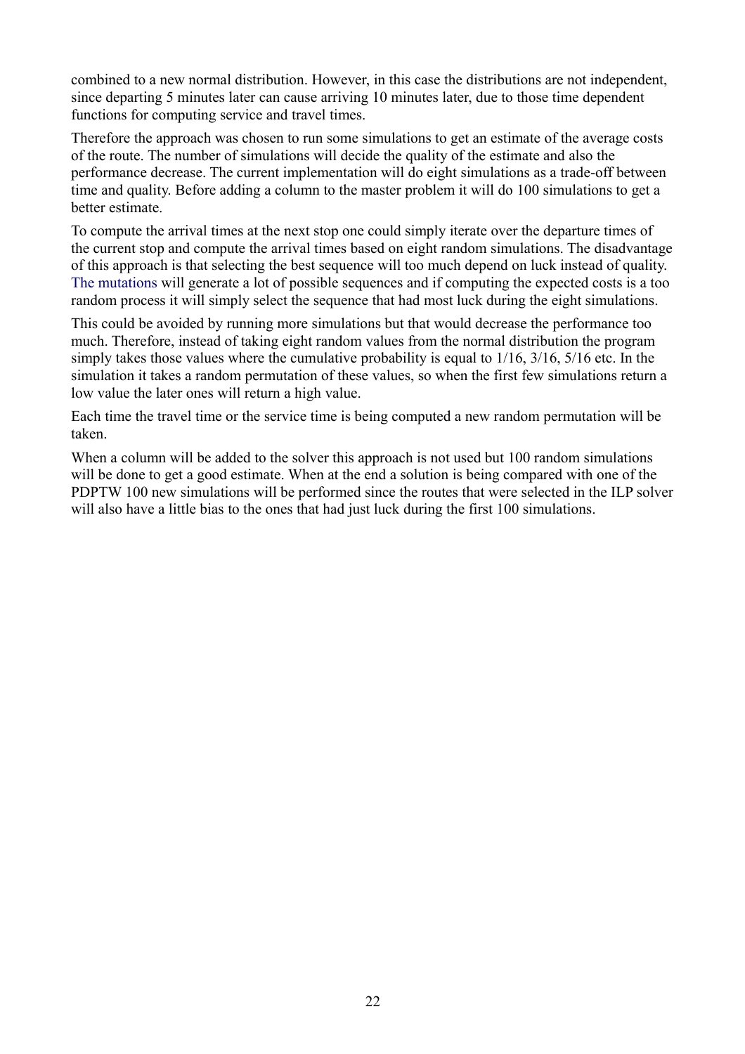combined to a new normal distribution. However, in this case the distributions are not independent, since departing 5 minutes later can cause arriving 10 minutes later, due to those time dependent functions for computing service and travel times.

Therefore the approach was chosen to run some simulations to get an estimate of the average costs of the route. The number of simulations will decide the quality of the estimate and also the performance decrease. The current implementation will do eight simulations as a trade-off between time and quality. Before adding a column to the master problem it will do 100 simulations to get a better estimate.

To compute the arrival times at the next stop one could simply iterate over the departure times of the current stop and compute the arrival times based on eight random simulations. The disadvantage of this approach is that selecting the best sequence will too much depend on luck instead of quality. The mutations will generate a lot of possible sequences and if computing the expected costs is a too random process it will simply select the sequence that had most luck during the eight simulations.

This could be avoided by running more simulations but that would decrease the performance too much. Therefore, instead of taking eight random values from the normal distribution the program simply takes those values where the cumulative probability is equal to 1/16, 3/16, 5/16 etc. In the simulation it takes a random permutation of these values, so when the first few simulations return a low value the later ones will return a high value.

Each time the travel time or the service time is being computed a new random permutation will be taken.

When a column will be added to the solver this approach is not used but 100 random simulations will be done to get a good estimate. When at the end a solution is being compared with one of the PDPTW 100 new simulations will be performed since the routes that were selected in the ILP solver will also have a little bias to the ones that had just luck during the first 100 simulations.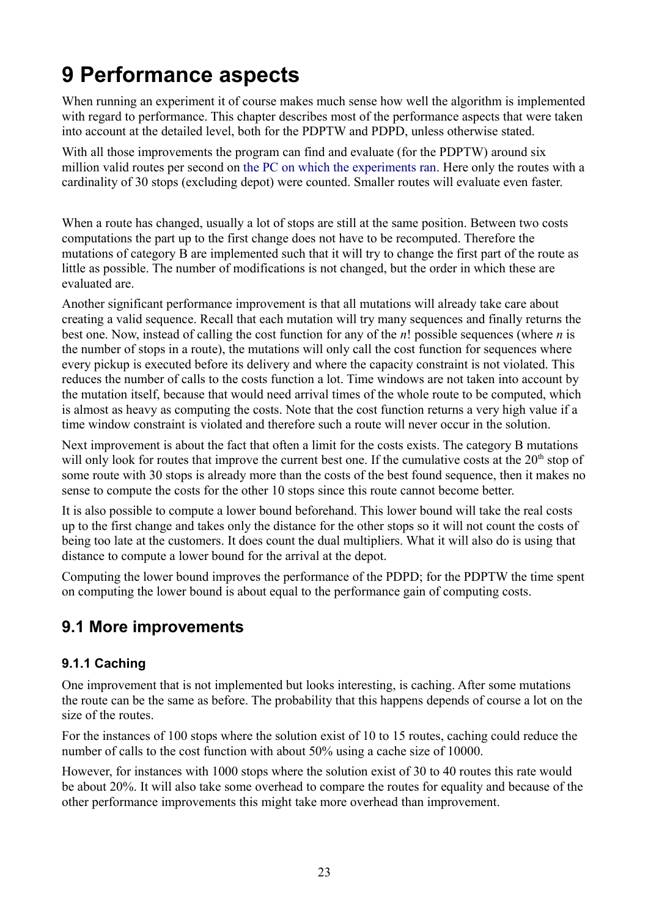# 9 Performance aspects

When running an experiment it of course makes much sense how well the algorithm is implemented with regard to performance. This chapter describes most of the performance aspects that were taken into account at the detailed level, both for the PDPTW and PDPD, unless otherwise stated.

With all those improvements the program can find and evaluate (for the PDPTW) around six million valid routes per second on the PC on which the experiments ran. Here only the routes with a cardinality of 30 stops (excluding depot) were counted. Smaller routes will evaluate even faster.

When a route has changed, usually a lot of stops are still at the same position. Between two costs computations the part up to the first change does not have to be recomputed. Therefore the mutations of category B are implemented such that it will try to change the first part of the route as little as possible. The number of modifications is not changed, but the order in which these are evaluated are.

Another significant performance improvement is that all mutations will already take care about creating a valid sequence. Recall that each mutation will try many sequences and finally returns the best one. Now, instead of calling the cost function for any of the $n!$ possible sequences (where $n$ is the number of stops in a route), the mutations will only call the cost function for sequences where every pickup is executed before its delivery and where the capacity constraint is not violated. This reduces the number of calls to the costs function a lot. Time windows are not taken into account by the mutation itself, because that would need arrival times of the whole route to be computed, which is almost as heavy as computing the costs. Note that the cost function returns a very high value if a time window constraint is violated and therefore such a route will never occur in the solution.

Next improvement is about the fact that often a limit for the costs exists. The category B mutations will only look for routes that improve the current best one. If the cumulative costs at the $20^{th}$ stop of some route with 30 stops is already more than the costs of the best found sequence, then it makes no sense to compute the costs for the other 10 stops since this route cannot become better.

It is also possible to compute a lower bound beforehand. This lower bound will take the real costs up to the first change and takes only the distance for the other stops so it will not count the costs of being too late at the customers. It does count the dual multipliers. What it will also do is using that distance to compute a lower bound for the arrival at the depot.

Computing the lower bound improves the performance of the PDPD; for the PDPTW the time spent on computing the lower bound is about equal to the performance gain of computing costs.

## 9.1 More improvements

### 9.1.1 Caching

One improvement that is not implemented but looks interesting, is caching. After some mutations the route can be the same as before. The probability that this happens depends of course a lot on the size of the routes.

For the instances of 100 stops where the solution exist of 10 to 15 routes, caching could reduce the number of calls to the cost function with about 50% using a cache size of 10000.

However, for instances with 1000 stops where the solution exist of 30 to 40 routes this rate would be about 20%. It will also take some overhead to compare the routes for equality and because of the other performance improvements this might take more overhead than improvement.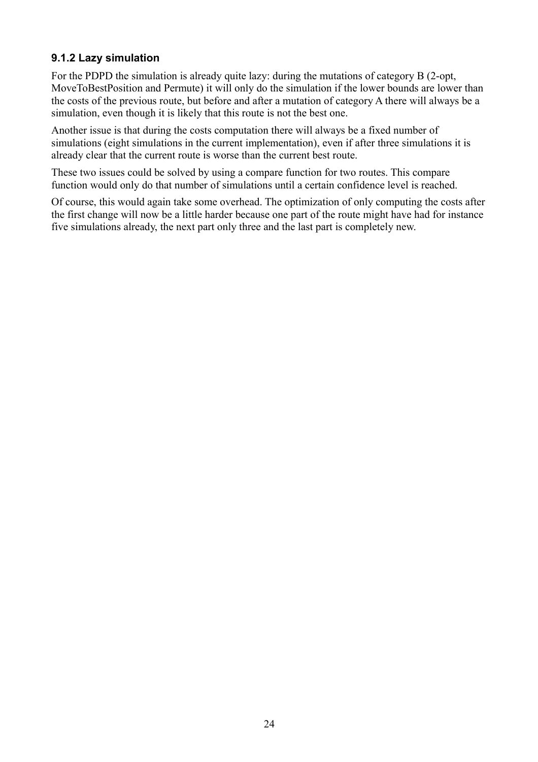### 9.1.2 Lazy simulation

For the PDPD the simulation is already quite lazy: during the mutations of category B (2-opt, MoveToBestPosition and Permute) it will only do the simulation if the lower bounds are lower than the costs of the previous route, but before and after a mutation of category A there will always be a simulation, even though it is likely that this route is not the best one.

Another issue is that during the costs computation there will always be a fixed number of simulations (eight simulations in the current implementation), even if after three simulations it is already clear that the current route is worse than the current best route.

These two issues could be solved by using a compare function for two routes. This compare function would only do that number of simulations until a certain confidence level is reached.

Of course, this would again take some overhead. The optimization of only computing the costs after the first change will now be a little harder because one part of the route might have had for instance five simulations already, the next part only three and the last part is completely new.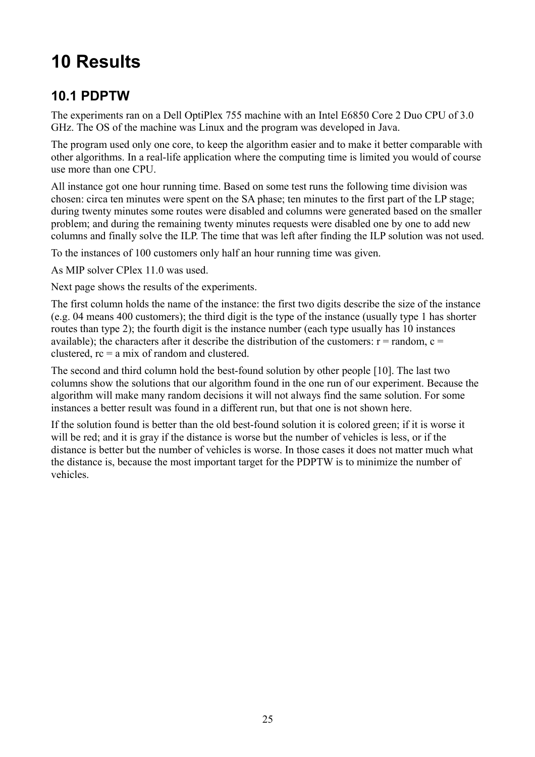# 10 Results

## 10.1 PDPTW

The experiments ran on a Dell OptiPlex 755 machine with an Intel E6850 Core 2 Duo CPU of 3.0 GHz. The OS of the machine was Linux and the program was developed in Java.

The program used only one core, to keep the algorithm easier and to make it better comparable with other algorithms. In a real-life application where the computing time is limited you would of course use more than one CPU.

All instance got one hour running time. Based on some test runs the following time division was chosen: circa ten minutes were spent on the SA phase; ten minutes to the first part of the LP stage; during twenty minutes some routes were disabled and columns were generated based on the smaller problem; and during the remaining twenty minutes requests were disabled one by one to add new columns and finally solve the ILP. The time that was left after finding the ILP solution was not used.

To the instances of 100 customers only half an hour running time was given.

As MIP solver CPlex 11.0 was used.

Next page shows the results of the experiments.

The first column holds the name of the instance: the first two digits describe the size of the instance (e.g. 04 means 400 customers); the third digit is the type of the instance (usually type 1 has shorter routes than type 2); the fourth digit is the instance number (each type usually has 10 instances available); the characters after it describe the distribution of the customers: r = random, c = clustered, rc = a mix of random and clustered.

The second and third column hold the best-found solution by other people [10]. The last two columns show the solutions that our algorithm found in the one run of our experiment. Because the algorithm will make many random decisions it will not always find the same solution. For some instances a better result was found in a different run, but that one is not shown here.

If the solution found is better than the old best-found solution it is colored green; if it is worse it will be red; and it is gray if the distance is worse but the number of vehicles is less, or if the distance is better but the number of vehicles is worse. In those cases it does not matter much what the distance is, because the most important target for the PDPTW is to minimize the number of vehicles.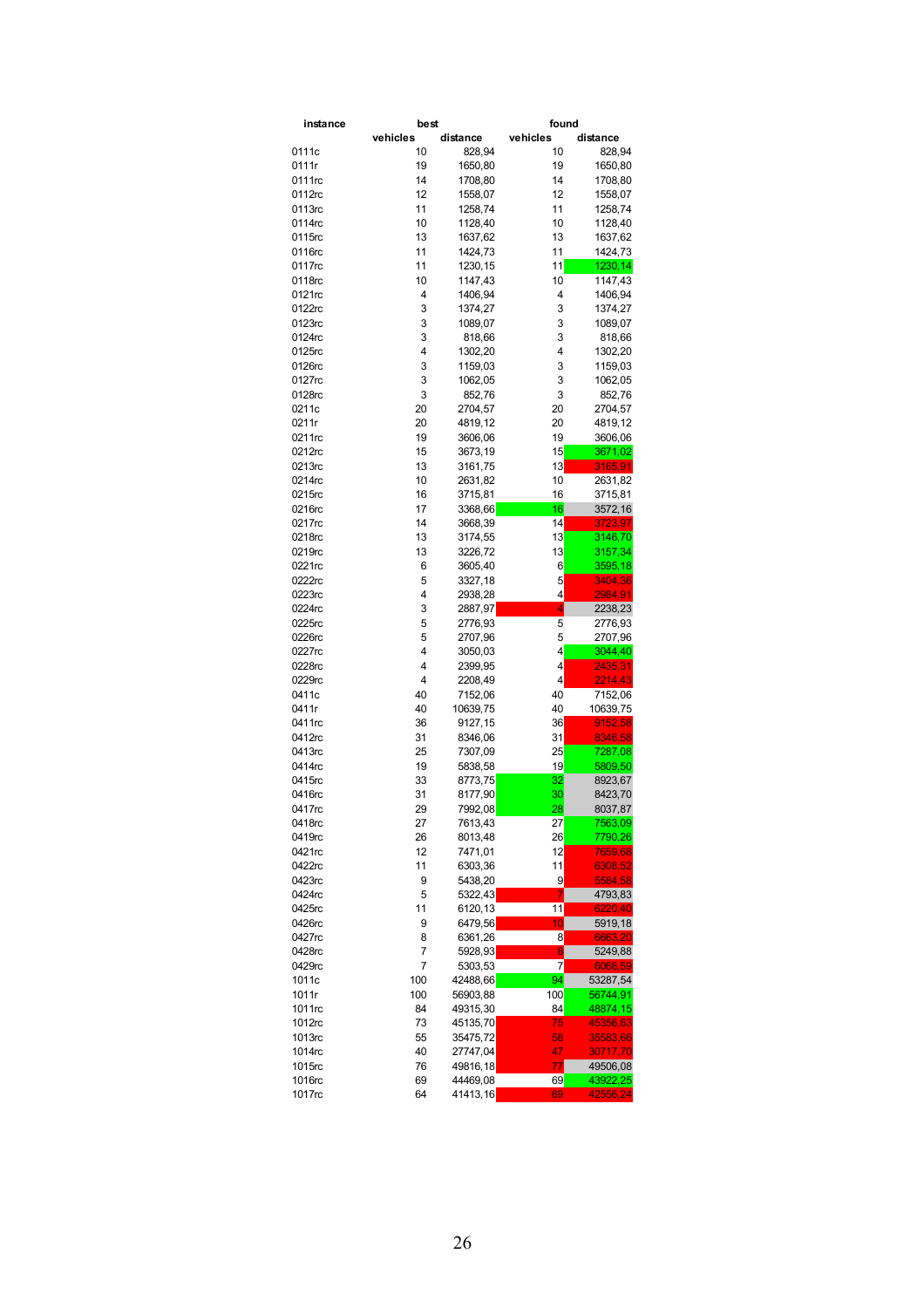| instance | best | | found | |
|---|---|---|---|---|
| | vehicles | distance | vehicles | distance |
| 0111c | 10 | 828,94 | 10 | 828,94 |
| 0111r | 19 | 1650,80 | 19 | 1650,80 |
| 0111rc | 14 | 1708,80 | 14 | 1708,80 |
| 0112rc | 12 | 1558,07 | 12 | 1558,07 |
| 0113rc | 11 | 1258,74 | 11 | 1258,74 |
| 0114rc | 10 | 1128,40 | 10 | 1128,40 |
| 0115rc | 13 | 1637,62 | 13 | 1637,62 |
| 0116rc | 11 | 1424,73 | 11 | 1424,73 |
| 0117rc | 11 | 1230,15 | 11 | 1230,14 |
| 0118rc | 10 | 1147,43 | 10 | 1147,43 |
| 0121rc | 4 | 1406,94 | 4 | 1406,94 |
| 0122rc | 3 | 1374,27 | 3 | 1374,27 |
| 0123rc | 3 | 1089,07 | 3 | 1089,07 |
| 0124rc | 3 | 818,66 | 3 | 818,66 |
| 0125rc | 4 | 1302,20 | 4 | 1302,20 |
| 0126rc | 3 | 1159,03 | 3 | 1159,03 |
| 0127rc | 3 | 1062,05 | 3 | 1062,05 |
| 0128rc | 3 | 852,76 | 3 | 852,76 |
| 0211c | 20 | 2704,57 | 20 | 2704,57 |
| 0211r | 20 | 4819,12 | 20 | 4819,12 |
| 0211rc | 19 | 3606,06 | 19 | 3606,06 |
| 0212rc | 15 | 3673,19 | 15 | 3671,02 |
| 0213rc | 13 | 3161,75 | 13 | 3165,91 |
| 0214rc | 10 | 2631,82 | 10 | 2631,82 |
| 0215rc | 16 | 3715,81 | 16 | 3715,81 |
| 0216rc | 17 | 3368,66 | 16 | 3572,16 |
| 0217rc | 14 | 3668,39 | 14 | 3723,97 |
| 0218rc | 13 | 3174,55 | 13 | 3146,70 |
| 0219rc | 13 | 3226,72 | 13 | 3157,34 |
| 0221rc | 6 | 3605,40 | 6 | 3595,18 |
| 0222rc | 5 | 3327,18 | 5 | 3404,36 |
| 0223rc | 4 | 2938,28 | 4 | 2984,91 |
| 0224rc | 3 | 2887,97 | 4 | 2238,23 |
| 0225rc | 5 | 2776,93 | 5 | 2776,93 |
| 0226rc | 5 | 2707,96 | 5 | 2707,96 |
| 0227rc | 4 | 3050,03 | 4 | 3044,40 |
| 0228rc | 4 | 2399,95 | 4 | 2435,31 |
| 0229rc | 4 | 2208,49 | 4 | 2214,43 |
| 0411c | 40 | 7152,06 | 40 | 7152,06 |
| 0411r | 40 | 10639,75 | 40 | 10639,75 |
| 0411rc | 36 | 9127,15 | 36 | 9152,58 |
| 0412rc | 31 | 8346,06 | 31 | 8346,58 |
| 0413rc | 25 | 7307,09 | 25 | 7287,08 |
| 0414rc | 19 | 5838,58 | 19 | 5809,50 |
| 0415rc | 33 | 8773,75 | 32 | 8923,67 |
| 0416rc | 31 | 8177,90 | 30 | 8423,70 |
| 0417rc | 29 | 7992,08 | 28 | 8037,87 |
| 0418rc | 27 | 7613,43 | 27 | 7563,09 |
| 0419rc | 26 | 8013,48 | 26 | 7790,26 |
| 0421rc | 12 | 7471,01 | 12 | 7659,68 |
| 0422rc | 11 | 6303,36 | 11 | 6308,52 |
| 0423rc | 9 | 5438,20 | 9 | 5584,58 |
| 0424rc | 5 | 5322,43 | 7 | 4793,83 |
| 0425rc | 11 | 6120,13 | 11 | 6220,40 |
| 0426rc | 9 | 6479,56 | 10 | 5919,18 |
| 0427rc | 8 | 6361,26 | 8 | 6663,20 |
| 0428rc | 7 | 5928,93 | 8 | 5249,88 |
| 0429rc | 7 | 5303,53 | 7 | 6068,59 |
| 1011c | 100 | 42488,66 | 94 | 53287,54 |
| 1011r | 100 | 56903,88 | 100 | 56744,91 |
| 1011rc | 84 | 49315,30 | 84 | 48874,15 |
| 1012rc | 73 | 45135,70 | 75 | 45356,63 |
| 1013rc | 55 | 35475,72 | 58 | 35583,66 |
| 1014rc | 40 | 27747,04 | 47 | 30717,70 |
| 1015rc | 76 | 49816,18 | 77 | 49506,08 |
| 1016rc | 69 | 44469,08 | 69 | 43922,25 |
| 1017rc | 64 | 41413,16 | 69 | 42556,24 |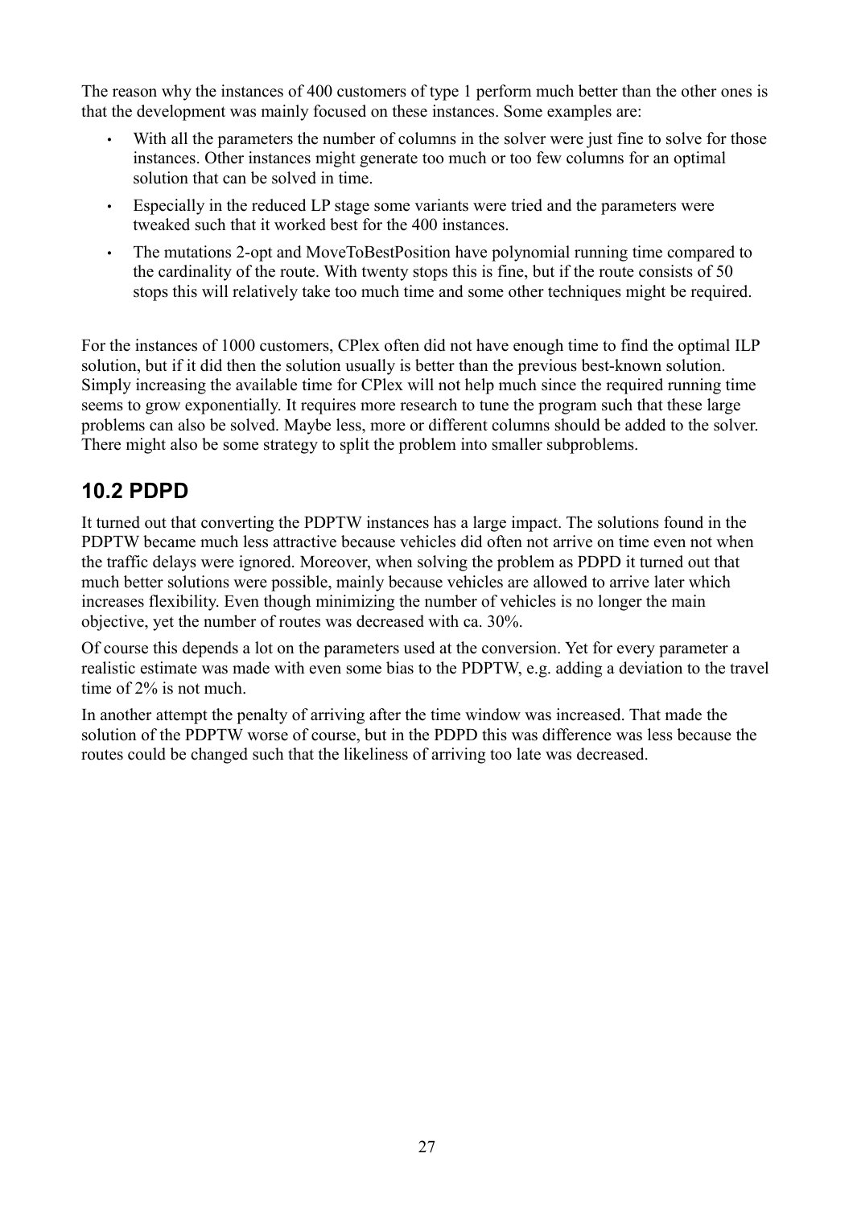The reason why the instances of 400 customers of type 1 perform much better than the other ones is that the development was mainly focused on these instances. Some examples are:

- With all the parameters the number of columns in the solver were just fine to solve for those instances. Other instances might generate too much or too few columns for an optimal solution that can be solved in time.
- Especially in the reduced LP stage some variants were tried and the parameters were tweaked such that it worked best for the 400 instances.
- The mutations 2-opt and MoveToBestPosition have polynomial running time compared to the cardinality of the route. With twenty stops this is fine, but if the route consists of 50 stops this will relatively take too much time and some other techniques might be required.

For the instances of 1000 customers, CPlex often did not have enough time to find the optimal ILP solution, but if it did then the solution usually is better than the previous best-known solution. Simply increasing the available time for CPlex will not help much since the required running time seems to grow exponentially. It requires more research to tune the program such that these large problems can also be solved. Maybe less, more or different columns should be added to the solver. There might also be some strategy to split the problem into smaller subproblems.

## 10.2 PDPD

It turned out that converting the PDPTW instances has a large impact. The solutions found in the PDPTW became much less attractive because vehicles did often not arrive on time even not when the traffic delays were ignored. Moreover, when solving the problem as PDPD it turned out that much better solutions were possible, mainly because vehicles are allowed to arrive later which increases flexibility. Even though minimizing the number of vehicles is no longer the main objective, yet the number of routes was decreased with ca. 30%.

Of course this depends a lot on the parameters used at the conversion. Yet for every parameter a realistic estimate was made with even some bias to the PDPTW, e.g. adding a deviation to the travel time of 2% is not much.

In another attempt the penalty of arriving after the time window was increased. That made the solution of the PDPTW worse of course, but in the PDPD this was difference was less because the routes could be changed such that the likeliness of arriving too late was decreased.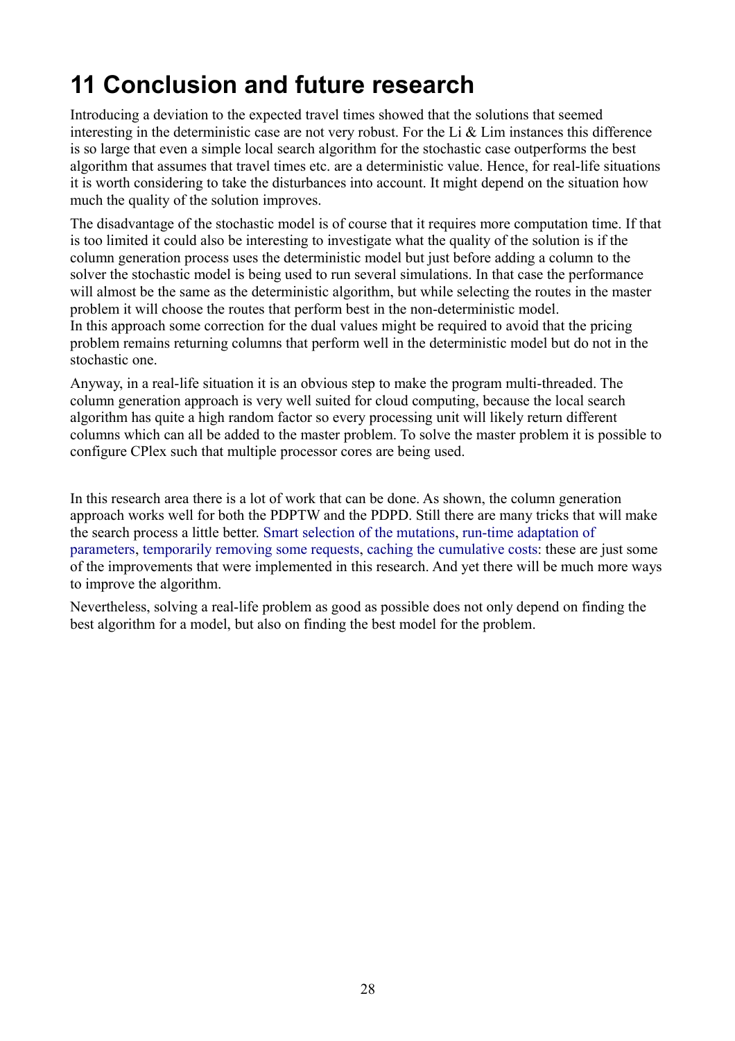# 11 Conclusion and future research

Introducing a deviation to the expected travel times showed that the solutions that seemed interesting in the deterministic case are not very robust. For the Li & Lim instances this difference is so large that even a simple local search algorithm for the stochastic case outperforms the best algorithm that assumes that travel times etc. are a deterministic value. Hence, for real-life situations it is worth considering to take the disturbances into account. It might depend on the situation how much the quality of the solution improves.

The disadvantage of the stochastic model is of course that it requires more computation time. If that is too limited it could also be interesting to investigate what the quality of the solution is if the column generation process uses the deterministic model but just before adding a column to the solver the stochastic model is being used to run several simulations. In that case the performance will almost be the same as the deterministic algorithm, but while selecting the routes in the master problem it will choose the routes that perform best in the non-deterministic model.
In this approach some correction for the dual values might be required to avoid that the pricing problem remains returning columns that perform well in the deterministic model but do not in the stochastic one.

Anyway, in a real-life situation it is an obvious step to make the program multi-threaded. The column generation approach is very well suited for cloud computing, because the local search algorithm has quite a high random factor so every processing unit will likely return different columns which can all be added to the master problem. To solve the master problem it is possible to configure CPlex such that multiple processor cores are being used.

In this research area there is a lot of work that can be done. As shown, the column generation approach works well for both the PDPTW and the PDPD. Still there are many tricks that will make the search process a little better. Smart selection of the mutations, run-time adaptation of parameters, temporarily removing some requests, caching the cumulative costs: these are just some of the improvements that were implemented in this research. And yet there will be much more ways to improve the algorithm.

Nevertheless, solving a real-life problem as good as possible does not only depend on finding the best algorithm for a model, but also on finding the best model for the problem.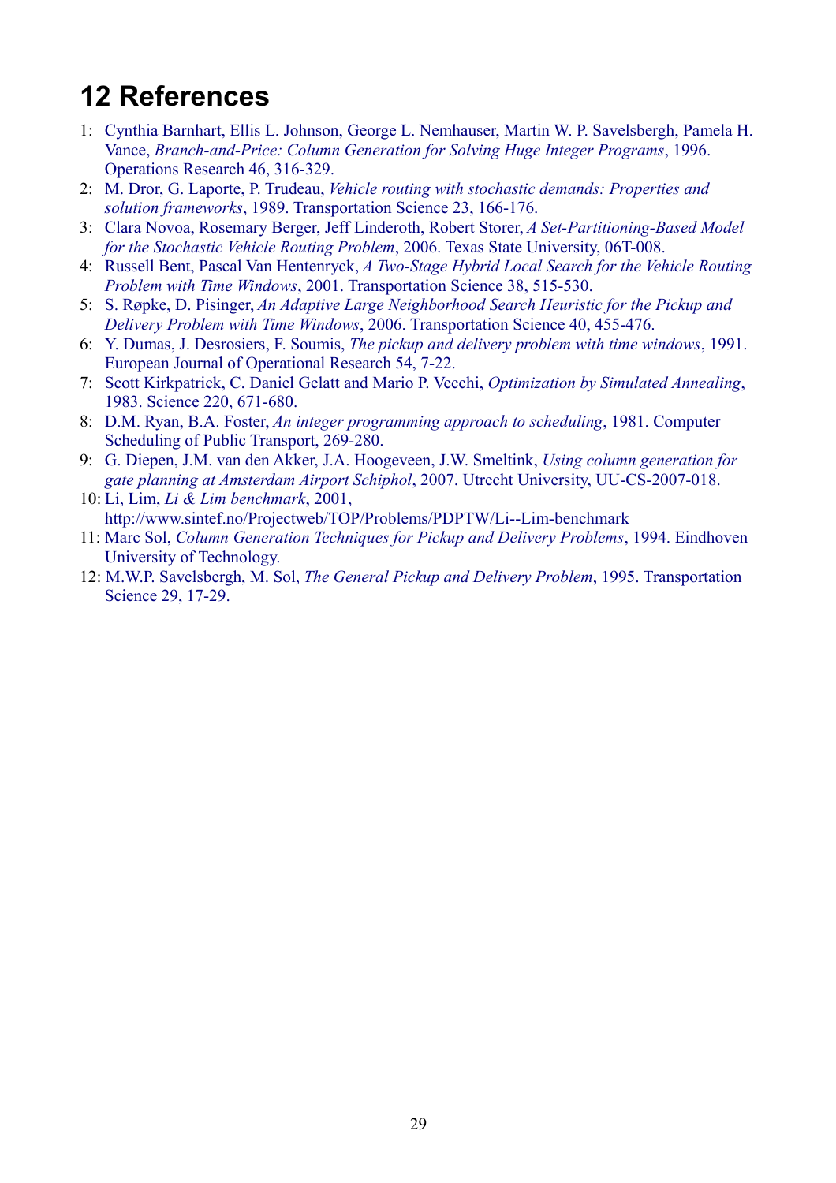# 12 References

1: Cynthia Barnhart, Ellis L. Johnson, George L. Nemhauser, Martin W. P. Savelsbergh, Pamela H. Vance, *Branch-and-Price: Column Generation for Solving Huge Integer Programs*, 1996. Operations Research 46, 316-329.

2: M. Dror, G. Laporte, P. Trudeau, *Vehicle routing with stochastic demands: Properties and solution frameworks*, 1989. Transportation Science 23, 166-176.

3: Clara Novoa, Rosemary Berger, Jeff Linderoth, Robert Storer, *A Set-Partitioning-Based Model for the Stochastic Vehicle Routing Problem*, 2006. Texas State University, 06T-008.

4: Russell Bent, Pascal Van Hentenryck, *A Two-Stage Hybrid Local Search for the Vehicle Routing Problem with Time Windows*, 2001. Transportation Science 38, 515-530.

5: S. Røpke, D. Pisinger, *An Adaptive Large Neighborhood Search Heuristic for the Pickup and Delivery Problem with Time Windows*, 2006. Transportation Science 40, 455-476.

6: Y. Dumas, J. Desrosiers, F. Soumis, *The pickup and delivery problem with time windows*, 1991. European Journal of Operational Research 54, 7-22.

7: Scott Kirkpatrick, C. Daniel Gelatt and Mario P. Vecchi, *Optimization by Simulated Annealing*, 1983. Science 220, 671-680.

8: D.M. Ryan, B.A. Foster, *An integer programming approach to scheduling*, 1981. Computer Scheduling of Public Transport, 269-280.

9: G. Diepen, J.M. van den Akker, J.A. Hoogeveen, J.W. Smeltink, *Using column generation for gate planning at Amsterdam Airport Schiphol*, 2007. Utrecht University, UU-CS-2007-018.

10: Li, Lim, *Li & Lim benchmark*, 2001, http://www.sintef.no/Projectweb/TOP/Problems/PDPTW/Li--Lim-benchmark

11: Marc Sol, *Column Generation Techniques for Pickup and Delivery Problems*, 1994. Eindhoven University of Technology.

12: M.W.P. Savelsbergh, M. Sol, *The General Pickup and Delivery Problem*, 1995. Transportation Science 29, 17-29.